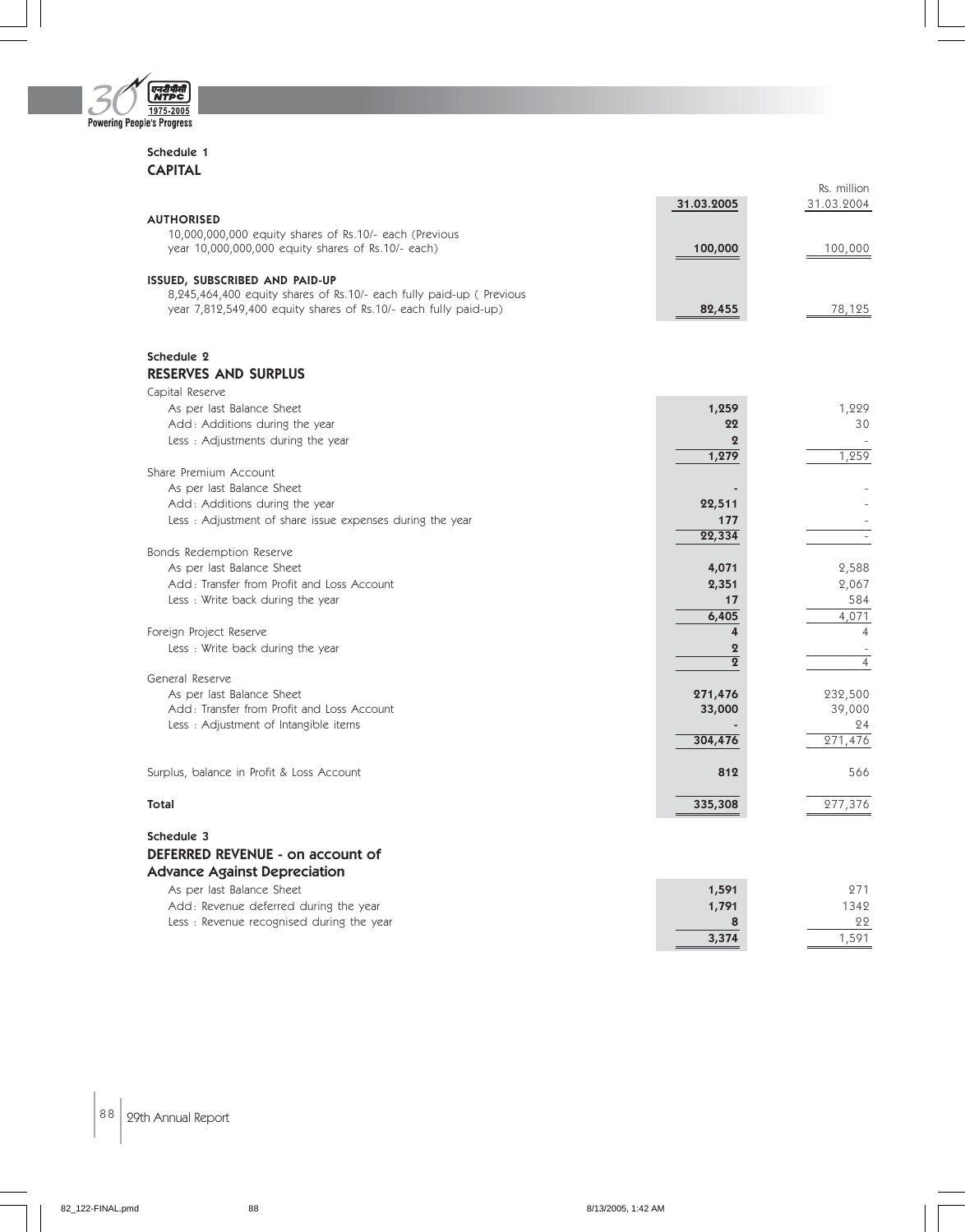## Schedule 1
### CAPITAL

| | 31.03.2005 | Rs. million 31.03.2004 |
|---|---|---|
| **AUTHORISED** | | |
| 10,000,000,000 equity shares of Rs.10/- each (Previous year 10,000,000,000 equity shares of Rs.10/- each) | **100,000** | 100,000 |
| **ISSUED, SUBSCRIBED AND PAID-UP** | | |
| 8,245,464,400 equity shares of Rs.10/- each fully paid-up ( Previous year 7,812,549,400 equity shares of Rs.10/- each fully paid-up) | **82,455** | 78,125 |

## Schedule 2
### RESERVES AND SURPLUS

| | 31.03.2005 | 31.03.2004 |
|---|---|---|
| Capital Reserve | | |
| As per last Balance Sheet | **1,259** | 1,229 |
| Add: Additions during the year | **22** | 30 |
| Less : Adjustments during the year | **2** | - |
| | **1,279** | 1,259 |
| Share Premium Account | | |
| As per last Balance Sheet | **-** | - |
| Add: Additions during the year | **22,511** | - |
| Less : Adjustment of share issue expenses during the year | **177** | - |
| | **22,334** | - |
| Bonds Redemption Reserve | | |
| As per last Balance Sheet | **4,071** | 2,588 |
| Add: Transfer from Profit and Loss Account | **2,351** | 2,067 |
| Less : Write back during the year | **17** | 584 |
| | **6,405** | 4,071 |
| Foreign Project Reserve | **4** | 4 |
| Less : Write back during the year | **2** | - |
| | **2** | 4 |
| General Reserve | | |
| As per last Balance Sheet | **271,476** | 232,500 |
| Add: Transfer from Profit and Loss Account | **33,000** | 39,000 |
| Less : Adjustment of Intangible items | **-** | 24 |
| | **304,476** | 271,476 |
| Surplus, balance in Profit & Loss Account | **812** | 566 |
| **Total** | **335,308** | 277,376 |

## Schedule 3
### DEFERRED REVENUE - on account of Advance Against Depreciation

| | 31.03.2005 | 31.03.2004 |
|---|---|---|
| As per last Balance Sheet | **1,591** | 271 |
| Add: Revenue deferred during the year | **1,791** | 1342 |
| Less : Revenue recognised during the year | **8** | 22 |
| | **3,374** | 1,591 |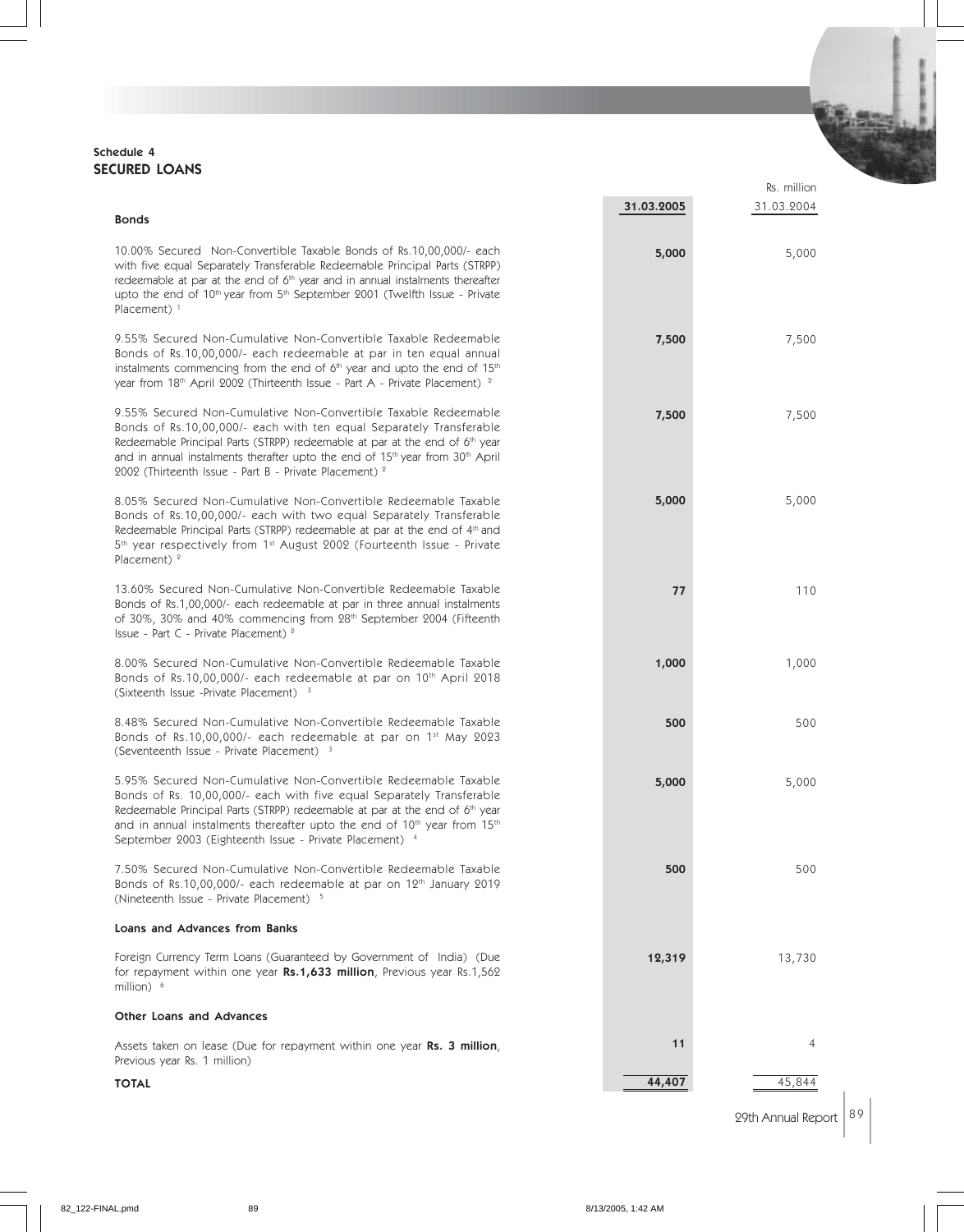## Schedule 4
## SECURED LOANS

| | 31.03.2005 | 31.03.2004 |
|---|---|---|
| | | Rs. million |
| **Bonds** | | |
| 10.00% Secured Non-Convertible Taxable Bonds of Rs.10,00,000/- each with five equal Separately Transferable Redeemable Principal Parts (STRPP) redeemable at par at the end of 6th year and in annual instalments thereafter upto the end of 10th year from 5th September 2001 (Twelfth Issue - Private Placement) [1] | **5,000** | 5,000 |
| 9.55% Secured Non-Cumulative Non-Convertible Taxable Redeemable Bonds of Rs.10,00,000/- each redeemable at par in ten equal annual instalments commencing from the end of 6th year and upto the end of 15th year from 18th April 2002 (Thirteenth Issue - Part A - Private Placement) [2] | **7,500** | 7,500 |
| 9.55% Secured Non-Cumulative Non-Convertible Taxable Redeemable Bonds of Rs.10,00,000/- each with ten equal Separately Transferable Redeemable Principal Parts (STRPP) redeemable at par at the end of 6th year and in annual instalments therafter upto the end of 15th year from 30th April 2002 (Thirteenth Issue - Part B - Private Placement) [2] | **7,500** | 7,500 |
| 8.05% Secured Non-Cumulative Non-Convertible Redeemable Taxable Bonds of Rs.10,00,000/- each with two equal Separately Transferable Redeemable Principal Parts (STRPP) redeemable at par at the end of 4th and 5th year respectively from 1st August 2002 (Fourteenth Issue - Private Placement) [2] | **5,000** | 5,000 |
| 13.60% Secured Non-Cumulative Non-Convertible Redeemable Taxable Bonds of Rs.1,00,000/- each redeemable at par in three annual instalments of 30%, 30% and 40% commencing from 28th September 2004 (Fifteenth Issue - Part C - Private Placement) [2] | **77** | 110 |
| 8.00% Secured Non-Cumulative Non-Convertible Redeemable Taxable Bonds of Rs.10,00,000/- each redeemable at par on 10th April 2018 (Sixteenth Issue -Private Placement) [3] | **1,000** | 1,000 |
| 8.48% Secured Non-Cumulative Non-Convertible Redeemable Taxable Bonds of Rs.10,00,000/- each redeemable at par on 1st May 2023 (Seventeenth Issue - Private Placement) [3] | **500** | 500 |
| 5.95% Secured Non-Cumulative Non-Convertible Redeemable Taxable Bonds of Rs. 10,00,000/- each with five equal Separately Transferable Redeemable Principal Parts (STRPP) redeemable at par at the end of 6th year and in annual instalments thereafter upto the end of 10th year from 15th September 2003 (Eighteenth Issue - Private Placement) [4] | **5,000** | 5,000 |
| 7.50% Secured Non-Cumulative Non-Convertible Redeemable Taxable Bonds of Rs.10,00,000/- each redeemable at par on 12th January 2019 (Nineteenth Issue - Private Placement) [5] | **500** | 500 |
| **Loans and Advances from Banks** | | |
| Foreign Currency Term Loans (Guaranteed by Government of India) (Due for repayment within one year **Rs.1,633 million**, Previous year Rs.1,562 million) [6] | **12,319** | 13,730 |
| **Other Loans and Advances** | | |
| Assets taken on lease (Due for repayment within one year **Rs. 3 million**, Previous year Rs. 1 million) | **11** | 4 |
| **TOTAL** | **44,407** | 45,844 |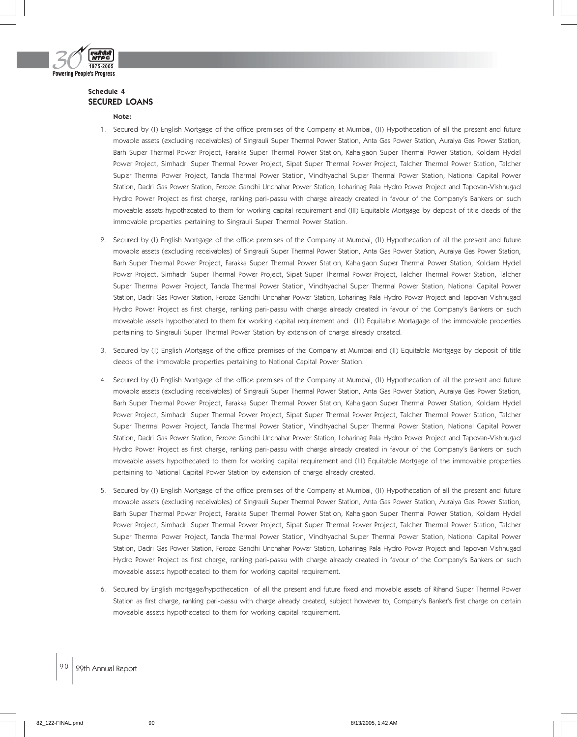## Schedule 4
## SECURED LOANS

**Note:**

1. Secured by (I) English Mortgage of the office premises of the Company at Mumbai, (II) Hypothecation of all the present and future movable assets (excluding receivables) of Singrauli Super Thermal Power Station, Anta Gas Power Station, Auraiya Gas Power Station, Barh Super Thermal Power Project, Farakka Super Thermal Power Station, Kahalgaon Super Thermal Power Station, Koldam Hydel Power Project, Simhadri Super Thermal Power Project, Sipat Super Thermal Power Project, Talcher Thermal Power Station, Talcher Super Thermal Power Project, Tanda Thermal Power Station, Vindhyachal Super Thermal Power Station, National Capital Power Station, Dadri Gas Power Station, Feroze Gandhi Unchahar Power Station, Loharinag Pala Hydro Power Project and Tapovan-Vishnugad Hydro Power Project as first charge, ranking pari-passu with charge already created in favour of the Company's Bankers on such moveable assets hypothecated to them for working capital requirement and (III) Equitable Mortgage by deposit of title deeds of the immovable properties pertaining to Singrauli Super Thermal Power Station.

2. Secured by (I) English Mortgage of the office premises of the Company at Mumbai, (II) Hypothecation of all the present and future movable assets (excluding receivables) of Singrauli Super Thermal Power Station, Anta Gas Power Station, Auraiya Gas Power Station, Barh Super Thermal Power Project, Farakka Super Thermal Power Station, Kahalgaon Super Thermal Power Station, Koldam Hydel Power Project, Simhadri Super Thermal Power Project, Sipat Super Thermal Power Project, Talcher Thermal Power Station, Talcher Super Thermal Power Project, Tanda Thermal Power Station, Vindhyachal Super Thermal Power Station, National Capital Power Station, Dadri Gas Power Station, Feroze Gandhi Unchahar Power Station, Loharinag Pala Hydro Power Project and Tapovan-Vishnugad Hydro Power Project as first charge, ranking pari-passu with charge already created in favour of the Company's Bankers on such moveable assets hypothecated to them for working capital requirement and (III) Equitable Mortagage of the immovable properties pertaining to Singrauli Super Thermal Power Station by extension of charge already created.

3. Secured by (I) English Mortgage of the office premises of the Company at Mumbai and (II) Equitable Mortgage by deposit of title deeds of the immovable properties pertaining to National Capital Power Station.

4. Secured by (I) English Mortgage of the office premises of the Company at Mumbai, (II) Hypothecation of all the present and future movable assets (excluding receivables) of Singrauli Super Thermal Power Station, Anta Gas Power Station, Auraiya Gas Power Station, Barh Super Thermal Power Project, Farakka Super Thermal Power Station, Kahalgaon Super Thermal Power Station, Koldam Hydel Power Project, Simhadri Super Thermal Power Project, Sipat Super Thermal Power Project, Talcher Thermal Power Station, Talcher Super Thermal Power Project, Tanda Thermal Power Station, Vindhyachal Super Thermal Power Station, National Capital Power Station, Dadri Gas Power Station, Feroze Gandhi Unchahar Power Station, Loharinag Pala Hydro Power Project and Tapovan-Vishnugad Hydro Power Project as first charge, ranking pari-passu with charge already created in favour of the Company's Bankers on such moveable assets hypothecated to them for working capital requirement and (III) Equitable Mortgage of the immovable properties pertaining to National Capital Power Station by extension of charge already created.

5. Secured by (I) English Mortgage of the office premises of the Company at Mumbai, (II) Hypothecation of all the present and future movable assets (excluding receivables) of Singrauli Super Thermal Power Station, Anta Gas Power Station, Auraiya Gas Power Station, Barh Super Thermal Power Project, Farakka Super Thermal Power Station, Kahalgaon Super Thermal Power Station, Koldam Hydel Power Project, Simhadri Super Thermal Power Project, Sipat Super Thermal Power Project, Talcher Thermal Power Station, Talcher Super Thermal Power Project, Tanda Thermal Power Station, Vindhyachal Super Thermal Power Station, National Capital Power Station, Dadri Gas Power Station, Feroze Gandhi Unchahar Power Station, Loharinag Pala Hydro Power Project and Tapovan-Vishnugad Hydro Power Project as first charge, ranking pari-passu with charge already created in favour of the Company's Bankers on such moveable assets hypothecated to them for working capital requirement.

6. Secured by English mortgage/hypothecation of all the present and future fixed and movable assets of Rihand Super Thermal Power Station as first charge, ranking pari-passu with charge already created, subject however to, Company's Banker's first charge on certain moveable assets hypothecated to them for working capital requirement.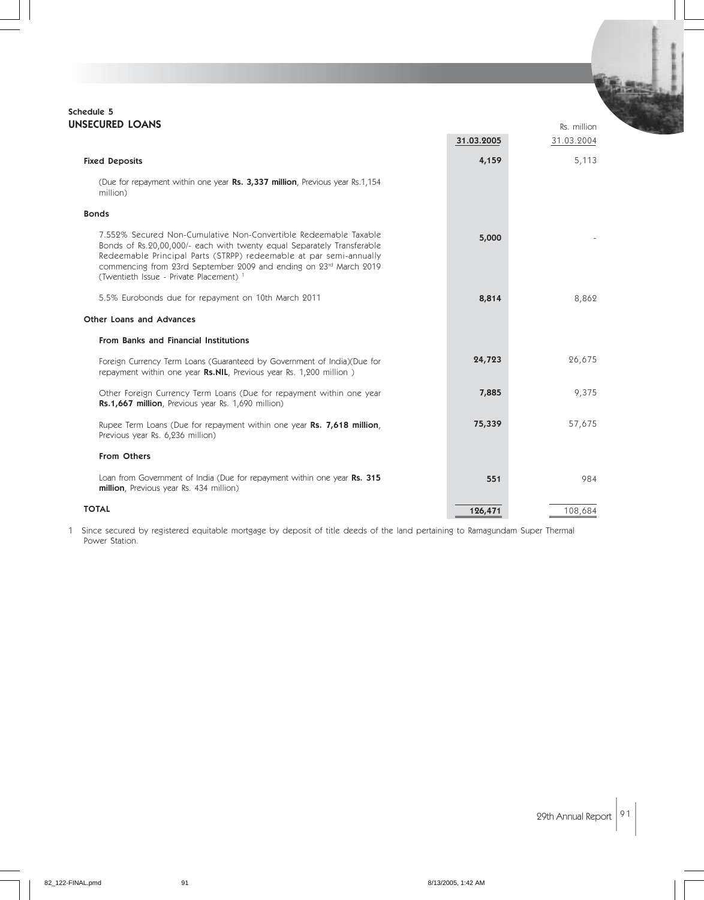## Schedule 5
## UNSECURED LOANS

Rs. million

| | 31.03.2005 | 31.03.2004 |
|---|---|---|
| **Fixed Deposits** | **4,159** | 5,113 |
| (Due for repayment within one year **Rs. 3,337 million**, Previous year Rs.1,154 million) | | |
| **Bonds** | | |
| 7.552% Secured Non-Cumulative Non-Convertible Redeemable Taxable Bonds of Rs.20,00,000/- each with twenty equal Separately Transferable Redeemable Principal Parts (STRPP) redeemable at par semi-annually commencing from 23rd September 2009 and ending on 23rd March 2019 (Twentieth Issue - Private Placement) [1] | **5,000** | - |
| 5.5% Eurobonds due for repayment on 10th March 2011 | **8,814** | 8,862 |
| **Other Loans and Advances** | | |
| **From Banks and Financial Institutions** | | |
| Foreign Currency Term Loans (Guaranteed by Government of India)(Due for repayment within one year **Rs.NIL**, Previous year Rs. 1,200 million ) | **24,723** | 26,675 |
| Other Foreign Currency Term Loans (Due for repayment within one year **Rs.1,667 million**, Previous year Rs. 1,690 million) | **7,885** | 9,375 |
| Rupee Term Loans (Due for repayment within one year **Rs. 7,618 million**, Previous year Rs. 6,236 million) | **75,339** | 57,675 |
| **From Others** | | |
| Loan from Government of India (Due for repayment within one year **Rs. 315 million**, Previous year Rs. 434 million) | **551** | 984 |
| **TOTAL** | **126,471** | 108,684 |

1 Since secured by registered equitable mortgage by deposit of title deeds of the land pertaining to Ramagundam Super Thermal Power Station.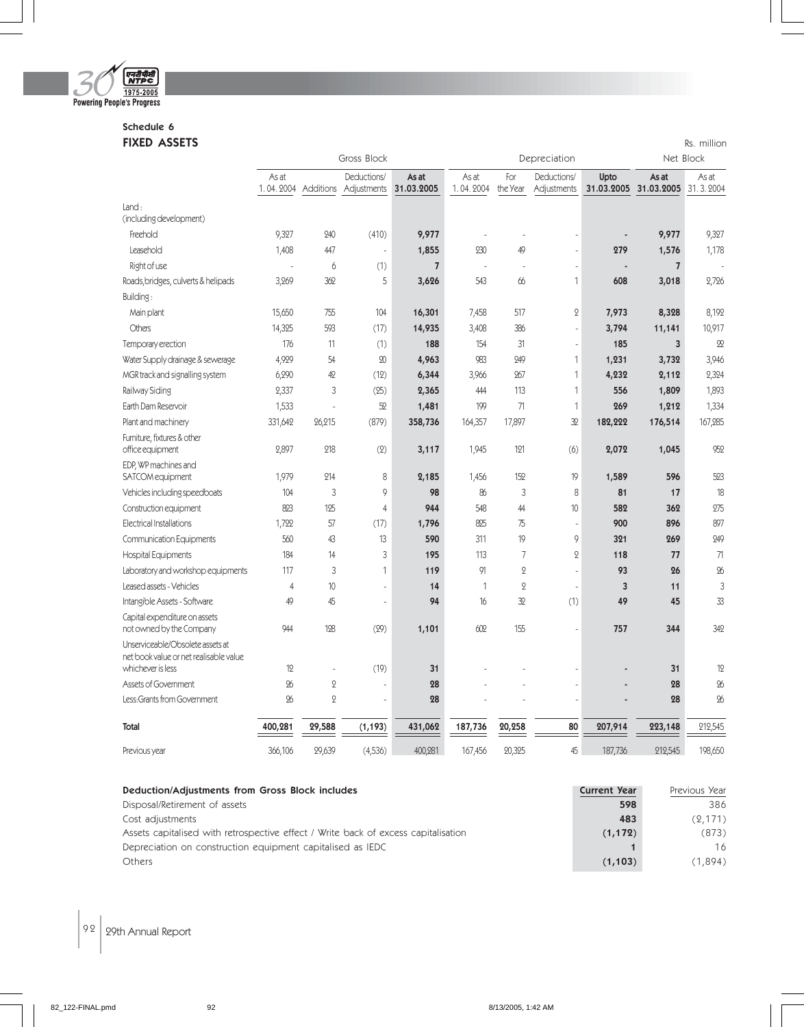## Schedule 6

## FIXED ASSETS

Rs. million

| | Gross Block | | | | Depreciation | | | | Net Block | |
|---|---|---|---|---|---|---|---|---|---|---|
| | As at 1.04.2004 | Additions | Deductions/ Adjustments | **As at 31.03.2005** | As at 1.04.2004 | For the Year | Deductions/ Adjustments | **Upto 31.03.2005** | **As at 31.03.2005** | As at 31.3.2004 |
| Land : (including development) | | | | | | | | | | |
| Freehold | 9,327 | 240 | (410) | **9,977** | - | - | - | **-** | **9,977** | 9,327 |
| Leasehold | 1,408 | 447 | - | **1,855** | 230 | 49 | - | **279** | **1,576** | 1,178 |
| Right of use | - | 6 | (1) | **7** | - | - | - | **-** | **7** | - |
| Roads,bridges, culverts & helipads | 3,269 | 362 | 5 | **3,626** | 543 | 66 | 1 | **608** | **3,018** | 2,726 |
| Building : | | | | | | | | | | |
| Main plant | 15,650 | 755 | 104 | **16,301** | 7,458 | 517 | 2 | **7,973** | **8,328** | 8,192 |
| Others | 14,325 | 593 | (17) | **14,935** | 3,408 | 386 | - | **3,794** | **11,141** | 10,917 |
| Temporary erection | 176 | 11 | (1) | **188** | 154 | 31 | - | **185** | **3** | 22 |
| Water Supply drainage & sewerage | 4,929 | 54 | 20 | **4,963** | 983 | 249 | 1 | **1,231** | **3,732** | 3,946 |
| MGR track and signalling system | 6,290 | 42 | (12) | **6,344** | 3,966 | 267 | 1 | **4,232** | **2,112** | 2,324 |
| Railway Siding | 2,337 | 3 | (25) | **2,365** | 444 | 113 | 1 | **556** | **1,809** | 1,893 |
| Earth Dam Reservoir | 1,533 | - | 52 | **1,481** | 199 | 71 | 1 | **269** | **1,212** | 1,334 |
| Plant and machinery | 331,642 | 26,215 | (879) | **358,736** | 164,357 | 17,897 | 32 | **182,222** | **176,514** | 167,285 |
| Furniture, fixtures & other office equipment | 2,897 | 218 | (2) | **3,117** | 1,945 | 121 | (6) | **2,072** | **1,045** | 952 |
| EDP, WP machines and SATCOM equipment | 1,979 | 214 | 8 | **2,185** | 1,456 | 152 | 19 | **1,589** | **596** | 523 |
| Vehicles including speedboats | 104 | 3 | 9 | **98** | 86 | 3 | 8 | **81** | **17** | 18 |
| Construction equipment | 823 | 125 | 4 | **944** | 548 | 44 | 10 | **582** | **362** | 275 |
| Electrical Installations | 1,722 | 57 | (17) | **1,796** | 825 | 75 | - | **900** | **896** | 897 |
| Communication Equipments | 560 | 43 | 13 | **590** | 311 | 19 | 9 | **321** | **269** | 249 |
| Hospital Equipments | 184 | 14 | 3 | **195** | 113 | 7 | 2 | **118** | **77** | 71 |
| Laboratory and workshop equipments | 117 | 3 | 1 | **119** | 91 | 2 | - | **93** | **26** | 26 |
| Leased assets - Vehicles | 4 | 10 | - | **14** | 1 | 2 | - | **3** | **11** | 3 |
| Intangible Assets - Software | 49 | 45 | - | **94** | 16 | 32 | (1) | **49** | **45** | 33 |
| Capital expenditure on assets not owned by the Company | 944 | 128 | (29) | **1,101** | 602 | 155 | - | **757** | **344** | 342 |
| Unserviceable/Obsolete assets at net book value or net realisable value whichever is less | 12 | - | (19) | **31** | - | - | - | **-** | **31** | 12 |
| Assets of Government | 26 | 2 | - | **28** | - | - | - | **-** | **28** | 26 |
| Less:Grants from Government | 26 | 2 | - | **28** | - | - | - | **-** | **28** | 26 |
| **Total** | **400,281** | **29,588** | **(1,193)** | **431,062** | **187,736** | **20,258** | **80** | **207,914** | **223,148** | **212,545** |
| Previous year | 366,106 | 29,639 | (4,536) | 400,281 | 167,456 | 20,325 | 45 | 187,736 | 212,545 | 198,650 |

| **Deduction/Adjustments from Gross Block includes** | **Current Year** | Previous Year |
|---|---|---|
| Disposal/Retirement of assets | **598** | 386 |
| Cost adjustments | **483** | (2,171) |
| Assets capitalised with retrospective effect / Write back of excess capitalisation | **(1,172)** | (873) |
| Depreciation on construction equipment capitalised as IEDC | **1** | 16 |
| Others | **(1,103)** | (1,894) |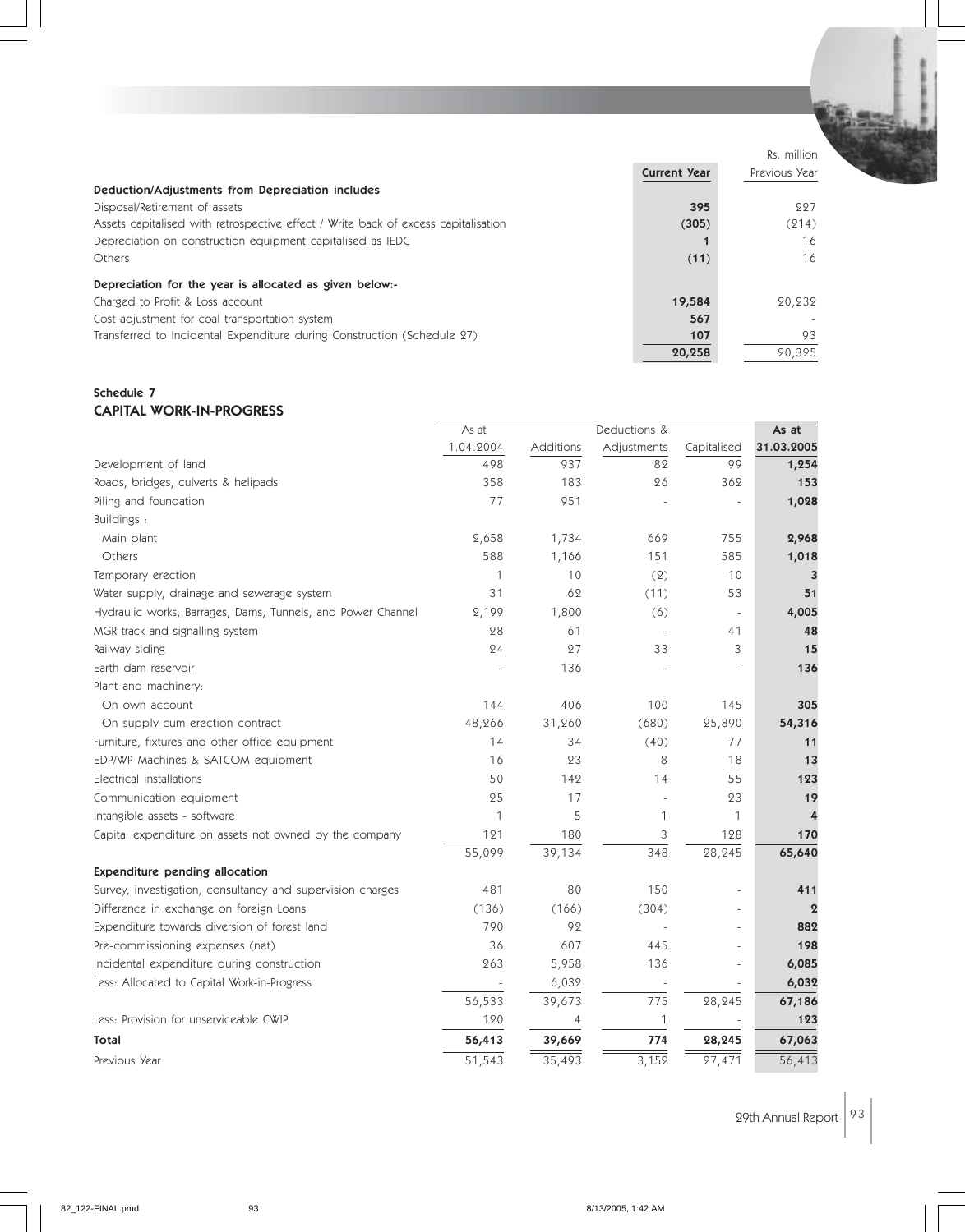Rs. million

| | Current Year | Previous Year |
|---|---|---|
| **Deduction/Adjustments from Depreciation includes** | | |
| Disposal/Retirement of assets | **395** | 227 |
| Assets capitalised with retrospective effect / Write back of excess capitalisation | **(305)** | (214) |
| Depreciation on construction equipment capitalised as IEDC | **1** | 16 |
| Others | **(11)** | 16 |
| **Depreciation for the year is allocated as given below:-** | | |
| Charged to Profit & Loss account | **19,584** | 20,232 |
| Cost adjustment for coal transportation system | **567** | - |
| Transferred to Incidental Expenditure during Construction (Schedule 27) | **107** | 93 |
| | **20,258** | 20,325 |

## Schedule 7
## CAPITAL WORK-IN-PROGRESS

| | As at 1.04.2004 | Additions | Deductions & Adjustments | Capitalised | As at 31.03.2005 |
|---|---|---|---|---|---|
| Development of land | 498 | 937 | 82 | 99 | **1,254** |
| Roads, bridges, culverts & helipads | 358 | 183 | 26 | 362 | **153** |
| Piling and foundation | 77 | 951 | - | - | **1,028** |
| Buildings : | | | | | |
| Main plant | 2,658 | 1,734 | 669 | 755 | **2,968** |
| Others | 588 | 1,166 | 151 | 585 | **1,018** |
| Temporary erection | 1 | 10 | (2) | 10 | **3** |
| Water supply, drainage and sewerage system | 31 | 62 | (11) | 53 | **51** |
| Hydraulic works, Barrages, Dams, Tunnels, and Power Channel | 2,199 | 1,800 | (6) | - | **4,005** |
| MGR track and signalling system | 28 | 61 | - | 41 | **48** |
| Railway siding | 24 | 27 | 33 | 3 | **15** |
| Earth dam reservoir | - | 136 | - | - | **136** |
| Plant and machinery: | | | | | |
| On own account | 144 | 406 | 100 | 145 | **305** |
| On supply-cum-erection contract | 48,266 | 31,260 | (680) | 25,890 | **54,316** |
| Furniture, fixtures and other office equipment | 14 | 34 | (40) | 77 | **11** |
| EDP/WP Machines & SATCOM equipment | 16 | 23 | 8 | 18 | **13** |
| Electrical installations | 50 | 142 | 14 | 55 | **123** |
| Communication equipment | 25 | 17 | - | 23 | **19** |
| Intangible assets - software | 1 | 5 | 1 | 1 | **4** |
| Capital expenditure on assets not owned by the company | 121 | 180 | 3 | 128 | **170** |
| | 55,099 | 39,134 | 348 | 28,245 | **65,640** |
| **Expenditure pending allocation** | | | | | |
| Survey, investigation, consultancy and supervision charges | 481 | 80 | 150 | - | **411** |
| Difference in exchange on foreign Loans | (136) | (166) | (304) | - | **2** |
| Expenditure towards diversion of forest land | 790 | 92 | - | - | **882** |
| Pre-commissioning expenses (net) | 36 | 607 | 445 | - | **198** |
| Incidental expenditure during construction | 263 | 5,958 | 136 | - | **6,085** |
| Less: Allocated to Capital Work-in-Progress | - | 6,032 | - | - | **6,032** |
| | 56,533 | 39,673 | 775 | 28,245 | **67,186** |
| Less: Provision for unserviceable CWIP | 120 | 4 | 1 | - | **123** |
| **Total** | **56,413** | **39,669** | **774** | **28,245** | **67,063** |
| Previous Year | 51,543 | 35,493 | 3,152 | 27,471 | 56,413 |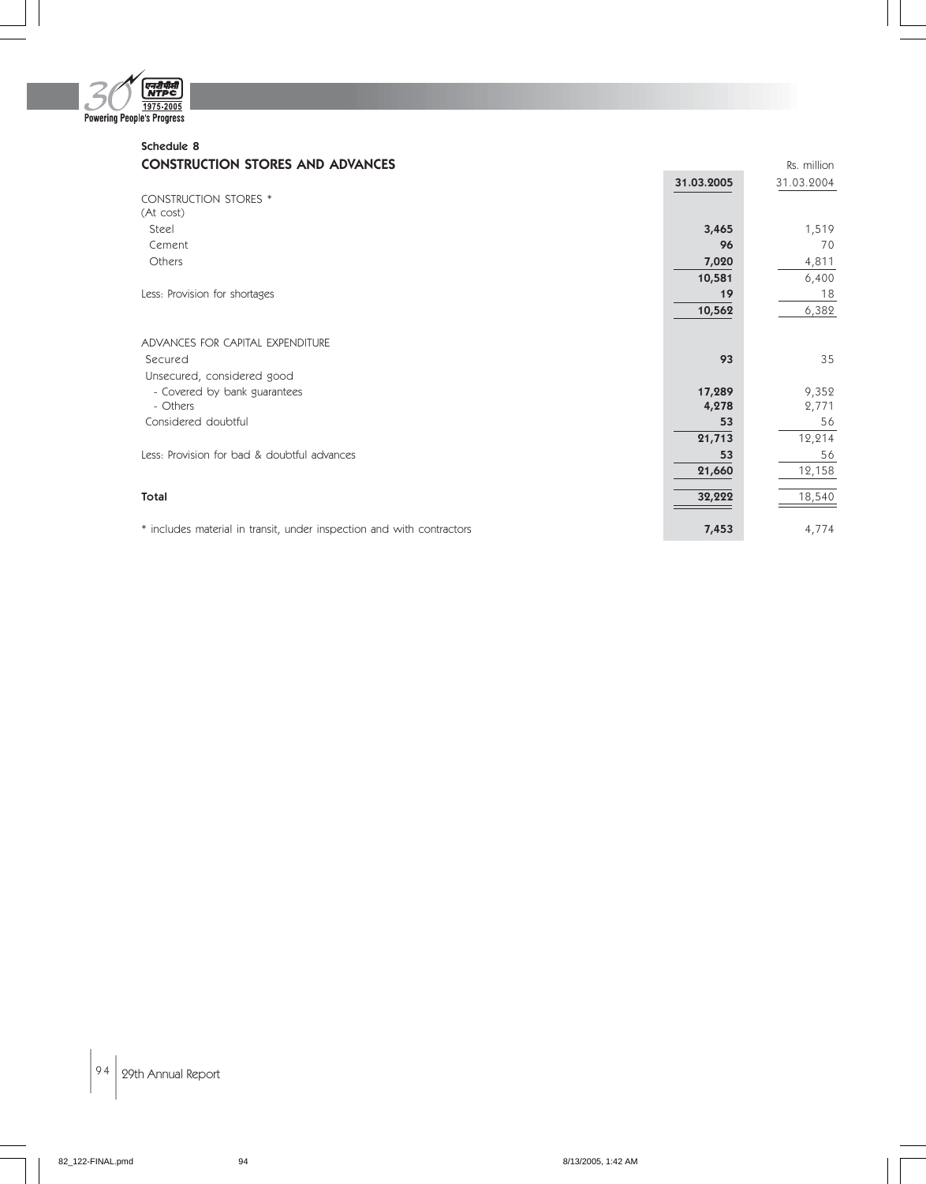## Schedule 8

### CONSTRUCTION STORES AND ADVANCES

Rs. million

| | 31.03.2005 | 31.03.2004 |
|---|---|---|
| CONSTRUCTION STORES * | | |
| (At cost) | | |
| Steel | **3,465** | 1,519 |
| Cement | **96** | 70 |
| Others | **7,020** | 4,811 |
| | **10,581** | 6,400 |
| Less: Provision for shortages | **19** | 18 |
| | **10,562** | 6,382 |
| | | |
| ADVANCES FOR CAPITAL EXPENDITURE | | |
| Secured | **93** | 35 |
| Unsecured, considered good | | |
| - Covered by bank guarantees | **17,289** | 9,352 |
| - Others | **4,278** | 2,771 |
| Considered doubtful | **53** | 56 |
| | **21,713** | 12,214 |
| Less: Provision for bad & doubtful advances | **53** | 56 |
| | **21,660** | 12,158 |
| **Total** | **32,222** | 18,540 |
| | | |
| * includes material in transit, under inspection and with contractors | **7,453** | 4,774 |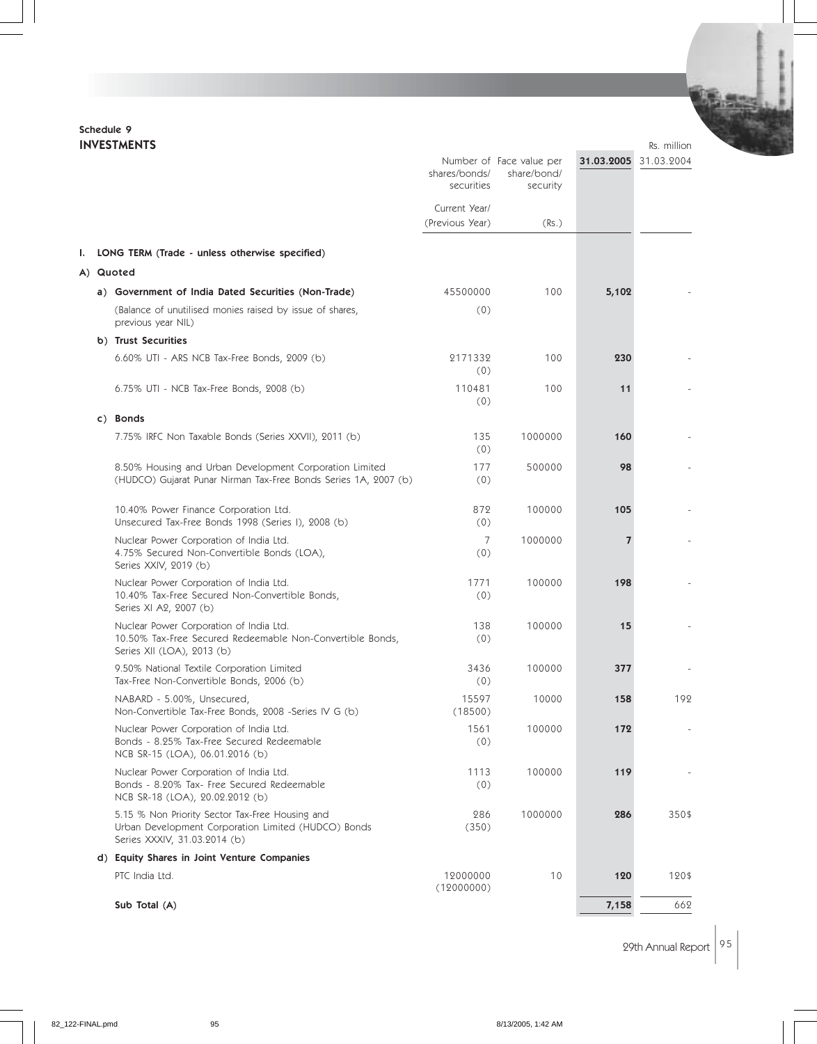## Schedule 9
## INVESTMENTS

Rs. million

| | Number of shares/bonds/ securities Current Year/ (Previous Year) | Face value per share/bond/ security (Rs.) | **31.03.2005** | 31.03.2004 |
|---|---|---|---|---|
| **I. LONG TERM (Trade - unless otherwise specified)** | | | | |
| **A) Quoted** | | | | |
| **a) Government of India Dated Securities (Non-Trade)** | 45500000 | 100 | **5,102** | - |
| (Balance of unutilised monies raised by issue of shares, previous year NIL) | (0) | | | |
| **b) Trust Securities** | | | | |
| 6.60% UTI - ARS NCB Tax-Free Bonds, 2009 (b) | 2171332 (0) | 100 | **230** | - |
| 6.75% UTI - NCB Tax-Free Bonds, 2008 (b) | 110481 (0) | 100 | **11** | - |
| **c) Bonds** | | | | |
| 7.75% IRFC Non Taxable Bonds (Series XXVII), 2011 (b) | 135 (0) | 1000000 | **160** | - |
| 8.50% Housing and Urban Development Corporation Limited (HUDCO) Gujarat Punar Nirman Tax-Free Bonds Series 1A, 2007 (b) | 177 (0) | 500000 | **98** | - |
| 10.40% Power Finance Corporation Ltd. Unsecured Tax-Free Bonds 1998 (Series I), 2008 (b) | 872 (0) | 100000 | **105** | - |
| Nuclear Power Corporation of India Ltd. 4.75% Secured Non-Convertible Bonds (LOA), Series XXIV, 2019 (b) | 7 (0) | 1000000 | **7** | - |
| Nuclear Power Corporation of India Ltd. 10.40% Tax-Free Secured Non-Convertible Bonds, Series XI A2, 2007 (b) | 1771 (0) | 100000 | **198** | - |
| Nuclear Power Corporation of India Ltd. 10.50% Tax-Free Secured Redeemable Non-Convertible Bonds, Series XII (LOA), 2013 (b) | 138 (0) | 100000 | **15** | - |
| 9.50% National Textile Corporation Limited Tax-Free Non-Convertible Bonds, 2006 (b) | 3436 (0) | 100000 | **377** | - |
| NABARD - 5.00%, Unsecured, Non-Convertible Tax-Free Bonds, 2008 -Series IV G (b) | 15597 (18500) | 10000 | **158** | 192 |
| Nuclear Power Corporation of India Ltd. Bonds - 8.25% Tax-Free Secured Redeemable NCB SR-15 (LOA), 06.01.2016 (b) | 1561 (0) | 100000 | **172** | - |
| Nuclear Power Corporation of India Ltd. Bonds - 8.20% Tax- Free Secured Redeemable NCB SR-18 (LOA), 20.02.2012 (b) | 1113 (0) | 100000 | **119** | - |
| 5.15 % Non Priority Sector Tax-Free Housing and Urban Development Corporation Limited (HUDCO) Bonds Series XXXIV, 31.03.2014 (b) | 286 (350) | 1000000 | **286** | 350$ |
| **d) Equity Shares in Joint Venture Companies** | | | | |
| PTC India Ltd. | 12000000 (12000000) | 10 | **120** | 120$ |
| **Sub Total (A)** | | | **7,158** | 662 |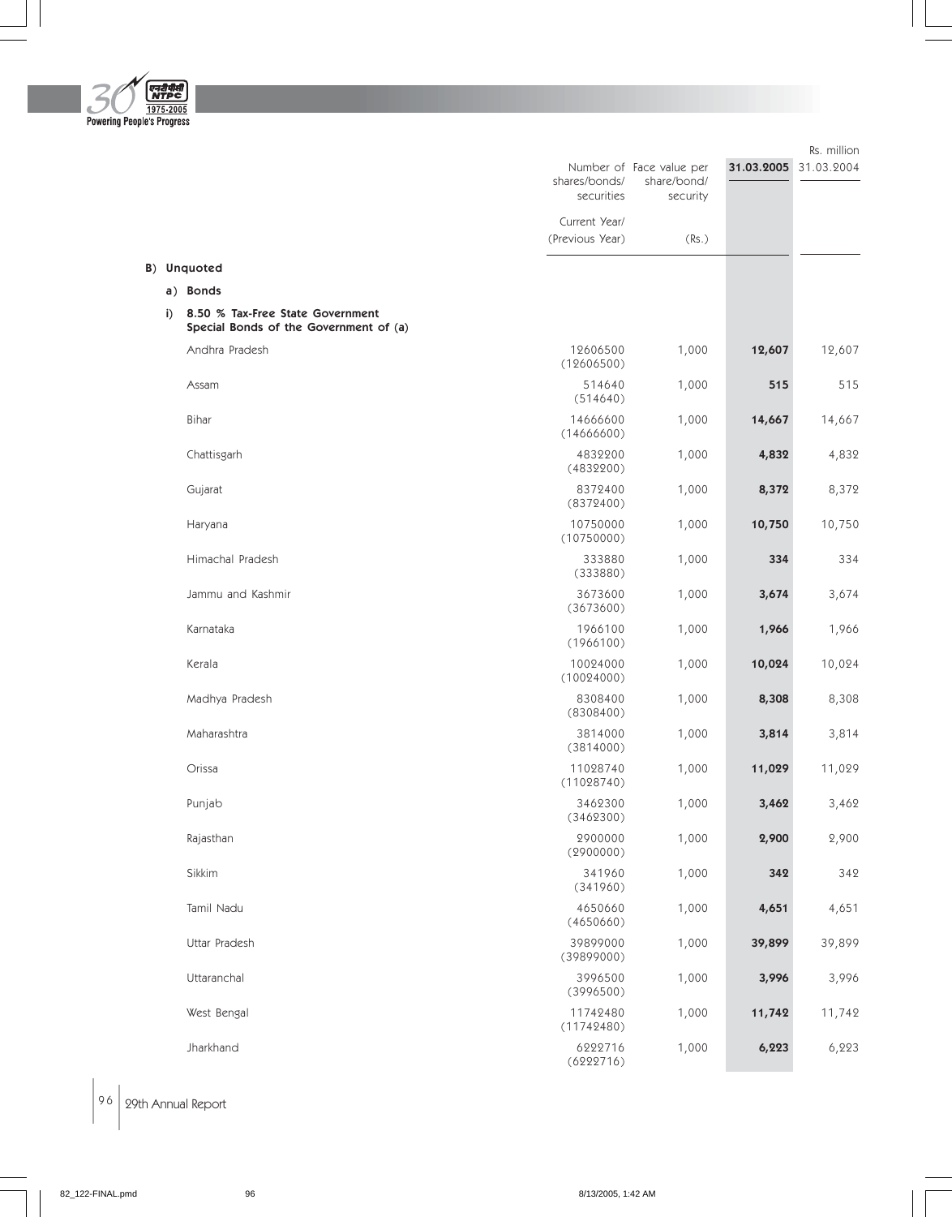Rs. million

| | Number of shares/bonds/ securities Current Year/ (Previous Year) | Face value per share/bond/ security (Rs.) | 31.03.2005 | 31.03.2004 |
|---|---|---|---|---|
| **B) Unquoted** | | | | |
| **a) Bonds** | | | | |
| **i) 8.50 % Tax-Free State Government Special Bonds of the Government of (a)** | | | | |
| Andhra Pradesh | 12606500 (12606500) | 1,000 | **12,607** | 12,607 |
| Assam | 514640 (514640) | 1,000 | **515** | 515 |
| Bihar | 14666600 (14666600) | 1,000 | **14,667** | 14,667 |
| Chattisgarh | 4832200 (4832200) | 1,000 | **4,832** | 4,832 |
| Gujarat | 8372400 (8372400) | 1,000 | **8,372** | 8,372 |
| Haryana | 10750000 (10750000) | 1,000 | **10,750** | 10,750 |
| Himachal Pradesh | 333880 (333880) | 1,000 | **334** | 334 |
| Jammu and Kashmir | 3673600 (3673600) | 1,000 | **3,674** | 3,674 |
| Karnataka | 1966100 (1966100) | 1,000 | **1,966** | 1,966 |
| Kerala | 10024000 (10024000) | 1,000 | **10,024** | 10,024 |
| Madhya Pradesh | 8308400 (8308400) | 1,000 | **8,308** | 8,308 |
| Maharashtra | 3814000 (3814000) | 1,000 | **3,814** | 3,814 |
| Orissa | 11028740 (11028740) | 1,000 | **11,029** | 11,029 |
| Punjab | 3462300 (3462300) | 1,000 | **3,462** | 3,462 |
| Rajasthan | 2900000 (2900000) | 1,000 | **2,900** | 2,900 |
| Sikkim | 341960 (341960) | 1,000 | **342** | 342 |
| Tamil Nadu | 4650660 (4650660) | 1,000 | **4,651** | 4,651 |
| Uttar Pradesh | 39899000 (39899000) | 1,000 | **39,899** | 39,899 |
| Uttaranchal | 3996500 (3996500) | 1,000 | **3,996** | 3,996 |
| West Bengal | 11742480 (11742480) | 1,000 | **11,742** | 11,742 |
| Jharkhand | 6222716 (6222716) | 1,000 | **6,223** | 6,223 |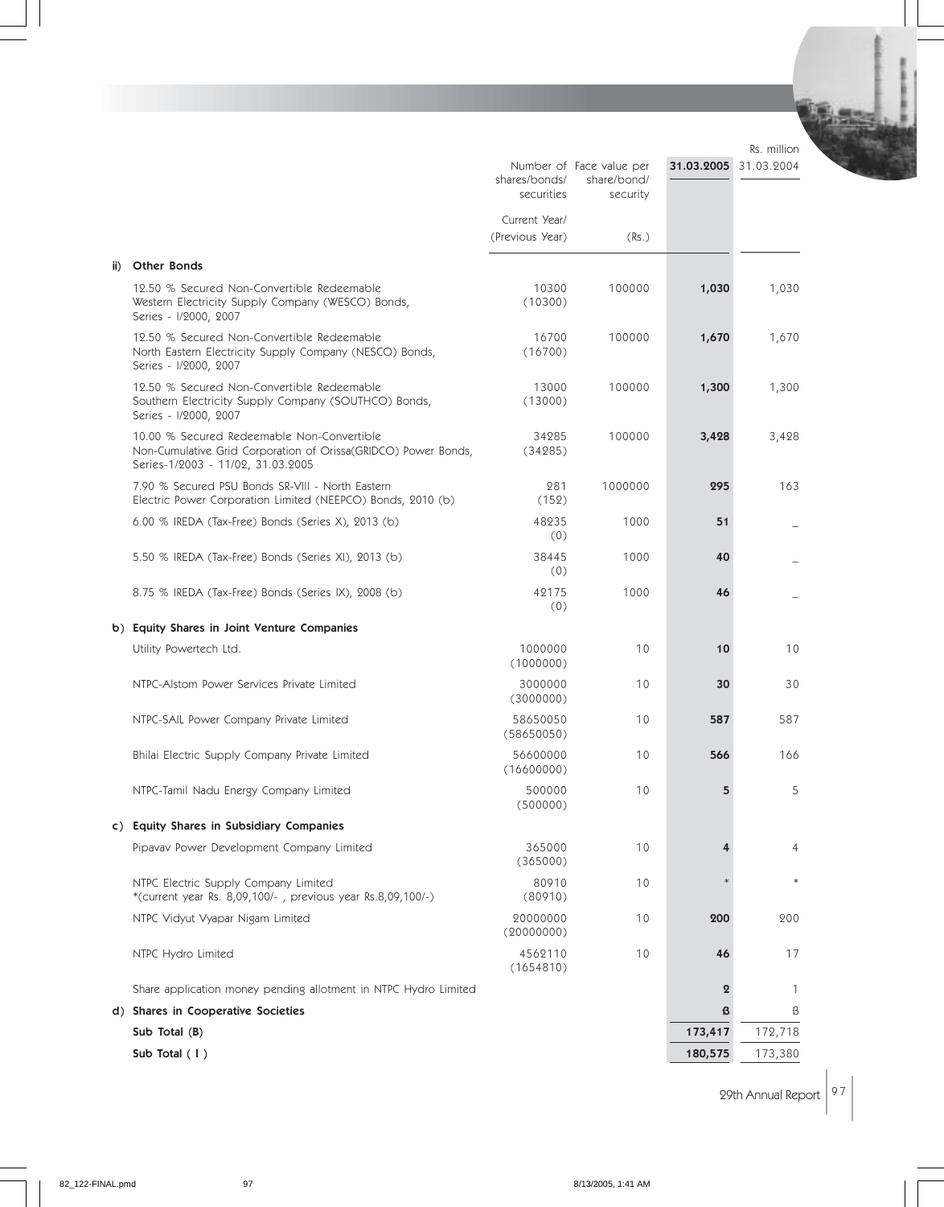Rs. million

| | Number of shares/bonds/ securities Current Year/ (Previous Year) | Face value per share/bond/ security (Rs.) | 31.03.2005 | 31.03.2004 |
|---|---|---|---|---|
| **ii) Other Bonds** | | | | |
| 12.50 % Secured Non-Convertible Redeemable Western Electricity Supply Company (WESCO) Bonds, Series - I/2000, 2007 | 10300 (10300) | 100000 | **1,030** | 1,030 |
| 12.50 % Secured Non-Convertible Redeemable North Eastern Electricity Supply Company (NESCO) Bonds, Series - I/2000, 2007 | 16700 (16700) | 100000 | **1,670** | 1,670 |
| 12.50 % Secured Non-Convertible Redeemable Southern Electricity Supply Company (SOUTHCO) Bonds, Series - I/2000, 2007 | 13000 (13000) | 100000 | **1,300** | 1,300 |
| 10.00 % Secured Redeemable Non-Convertible Non-Cumulative Grid Corporation of Orissa(GRIDCO) Power Bonds, Series-1/2003 - 11/02, 31.03.2005 | 34285 (34285) | 100000 | **3,428** | 3,428 |
| 7.90 % Secured PSU Bonds SR-VIII - North Eastern Electric Power Corporation Limited (NEEPCO) Bonds, 2010 (b) | 281 (152) | 1000000 | **295** | 163 |
| 6.00 % IREDA (Tax-Free) Bonds (Series X), 2013 (b) | 48235 (0) | 1000 | **51** | _ |
| 5.50 % IREDA (Tax-Free) Bonds (Series XI), 2013 (b) | 38445 (0) | 1000 | **40** | _ |
| 8.75 % IREDA (Tax-Free) Bonds (Series IX), 2008 (b) | 42175 (0) | 1000 | **46** | _ |
| **b) Equity Shares in Joint Venture Companies** | | | | |
| Utility Powertech Ltd. | 1000000 (1000000) | 10 | **10** | 10 |
| NTPC-Alstom Power Services Private Limited | 3000000 (3000000) | 10 | **30** | 30 |
| NTPC-SAIL Power Company Private Limited | 58650050 (58650050) | 10 | **587** | 587 |
| Bhilai Electric Supply Company Private Limited | 56600000 (16600000) | 10 | **566** | 166 |
| NTPC-Tamil Nadu Energy Company Limited | 500000 (500000) | 10 | **5** | 5 |
| **c) Equity Shares in Subsidiary Companies** | | | | |
| Pipavav Power Development Company Limited | 365000 (365000) | 10 | **4** | 4 |
| NTPC Electric Supply Company Limited *(current year Rs. 8,09,100/- , previous year Rs.8,09,100/-) | 80910 (80910) | 10 | * | * |
| NTPC Vidyut Vyapar Nigam Limited | 20000000 (20000000) | 10 | **200** | 200 |
| NTPC Hydro Limited | 4562110 (1654810) | 10 | **46** | 17 |
| Share application money pending allotment in NTPC Hydro Limited | | | **2** | 1 |
| **d) Shares in Cooperative Societies** | | | **3** | 3 |
| **Sub Total (B)** | | | **173,417** | 172,718 |
| **Sub Total ( I )** | | | **180,575** | 173,380 |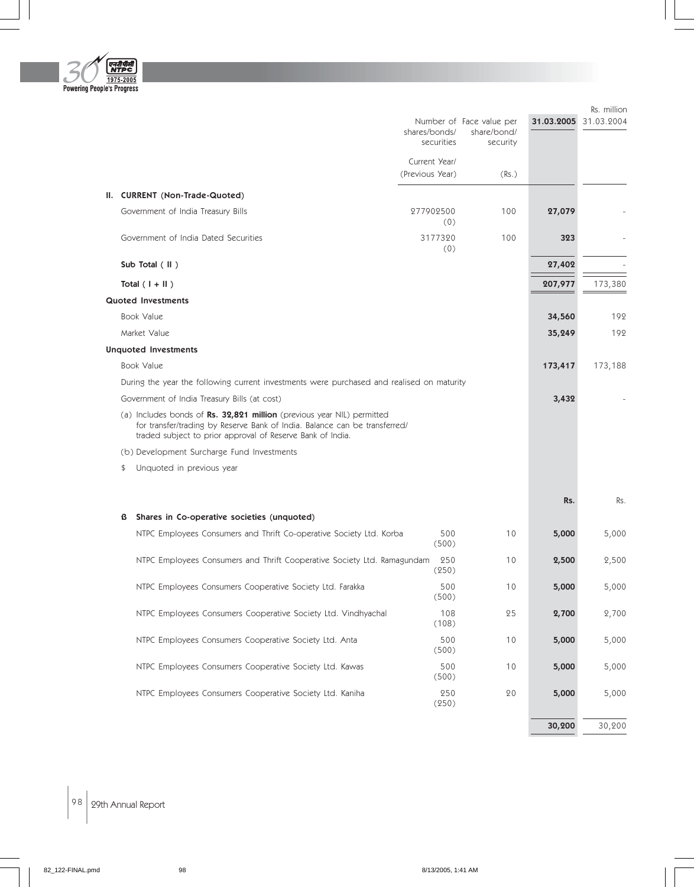Rs. million

| | Number of shares/bonds/ securities Current Year/ (Previous Year) | Face value per share/bond/ security (Rs.) | 31.03.2005 | 31.03.2004 |
|---|---|---|---|---|
| **II. CURRENT (Non-Trade-Quoted)** | | | | |
| Government of India Treasury Bills | 277902500 (0) | 100 | **27,079** | - |
| Government of India Dated Securities | 3177320 (0) | 100 | **323** | - |
| **Sub Total ( II )** | | | **27,402** | - |
| **Total ( I + II )** | | | **207,977** | 173,380 |
| **Quoted Investments** | | | | |
| Book Value | | | **34,560** | 192 |
| Market Value | | | **35,249** | 192 |
| **Unquoted Investments** | | | | |
| Book Value | | | **173,417** | 173,188 |
| During the year the following current investments were purchased and realised on maturity | | | | |
| Government of India Treasury Bills (at cost) | | | **3,432** | - |

(a) Includes bonds of **Rs. 32,821 million** (previous year NIL) permitted for transfer/trading by Reserve Bank of India. Balance can be transferred/ traded subject to prior approval of Reserve Bank of India.

(b) Development Surcharge Fund Investments

$ Unquoted in previous year

| | | | Rs. | Rs. |
|---|---|---|---|---|
| **ß Shares in Co-operative societies (unquoted)** | | | | |
| NTPC Employees Consumers and Thrift Co-operative Society Ltd. Korba | 500 (500) | 10 | **5,000** | 5,000 |
| NTPC Employees Consumers and Thrift Cooperative Society Ltd. Ramagundam | 250 (250) | 10 | **2,500** | 2,500 |
| NTPC Employees Consumers Cooperative Society Ltd. Farakka | 500 (500) | 10 | **5,000** | 5,000 |
| NTPC Employees Consumers Cooperative Society Ltd. Vindhyachal | 108 (108) | 25 | **2,700** | 2,700 |
| NTPC Employees Consumers Cooperative Society Ltd. Anta | 500 (500) | 10 | **5,000** | 5,000 |
| NTPC Employees Consumers Cooperative Society Ltd. Kawas | 500 (500) | 10 | **5,000** | 5,000 |
| NTPC Employees Consumers Cooperative Society Ltd. Kaniha | 250 (250) | 20 | **5,000** | 5,000 |
| | | | **30,200** | 30,200 |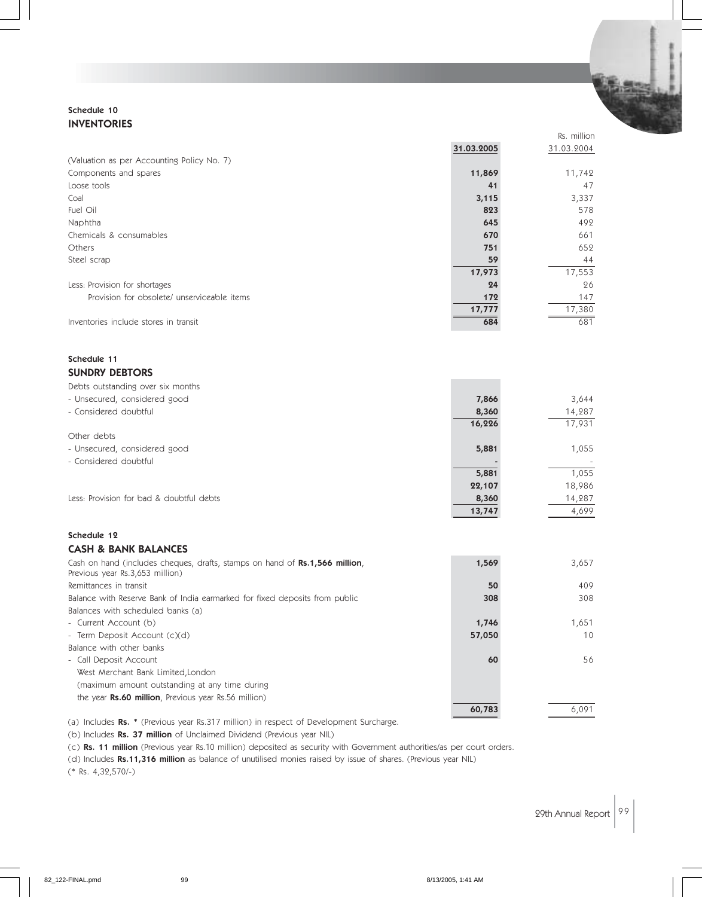### Schedule 10
## INVENTORIES

Rs. million

| | 31.03.2005 | 31.03.2004 |
|---|---|---|
| (Valuation as per Accounting Policy No. 7) | | |
| Components and spares | 11,869 | 11,742 |
| Loose tools | 41 | 47 |
| Coal | 3,115 | 3,337 |
| Fuel Oil | 823 | 578 |
| Naphtha | 645 | 492 |
| Chemicals & consumables | 670 | 661 |
| Others | 751 | 652 |
| Steel scrap | 59 | 44 |
| | 17,973 | 17,553 |
| Less: Provision for shortages | 24 | 26 |
| Provision for obsolete/ unserviceable items | 172 | 147 |
| | 17,777 | 17,380 |
| Inventories include stores in transit | 684 | 681 |

### Schedule 11
## SUNDRY DEBTORS

| | 31.03.2005 | 31.03.2004 |
|---|---|---|
| Debts outstanding over six months | | |
| - Unsecured, considered good | 7,866 | 3,644 |
| - Considered doubtful | 8,360 | 14,287 |
| | 16,226 | 17,931 |
| Other debts | | |
| - Unsecured, considered good | 5,881 | 1,055 |
| - Considered doubtful | - | - |
| | 5,881 | 1,055 |
| | 22,107 | 18,986 |
| Less: Provision for bad & doubtful debts | 8,360 | 14,287 |
| | 13,747 | 4,699 |

### Schedule 12
## CASH & BANK BALANCES

| | 31.03.2005 | 31.03.2004 |
|---|---|---|
| Cash on hand (includes cheques, drafts, stamps on hand of **Rs.1,566 million**, Previous year Rs.3,653 million) | 1,569 | 3,657 |
| Remittances in transit | 50 | 409 |
| Balance with Reserve Bank of India earmarked for fixed deposits from public | 308 | 308 |
| Balances with scheduled banks (a) | | |
| - Current Account (b) | 1,746 | 1,651 |
| - Term Deposit Account (c)(d) | 57,050 | 10 |
| Balance with other banks | | |
| - Call Deposit Account West Merchant Bank Limited,London (maximum amount outstanding at any time during the year **Rs.60 million**, Previous year Rs.56 million) | 60 | 56 |
| | 60,783 | 6,091 |

(a) Includes **Rs. *** (Previous year Rs.317 million) in respect of Development Surcharge.

(b) Includes **Rs. 37 million** of Unclaimed Dividend (Previous year NIL)

(c) **Rs. 11 million** (Previous year Rs.10 million) deposited as security with Government authorities/as per court orders.

(d) Includes **Rs.11,316 million** as balance of unutilised monies raised by issue of shares. (Previous year NIL)

(* Rs. 4,32,570/-)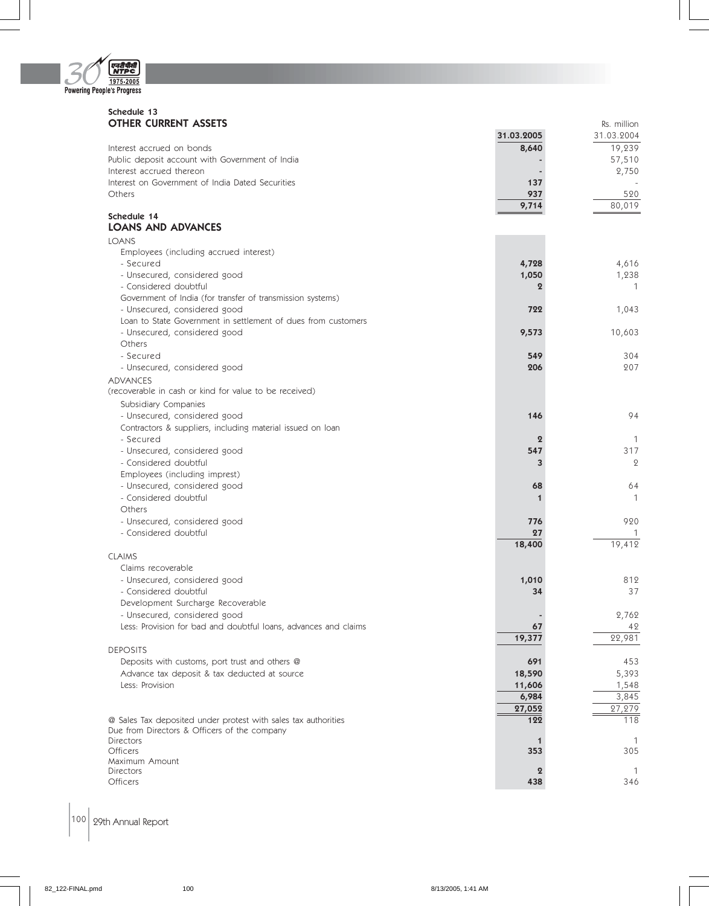## Schedule 13
### OTHER CURRENT ASSETS

Rs. million

| | 31.03.2005 | 31.03.2004 |
|---|---|---|
| Interest accrued on bonds | 8,640 | 19,239 |
| Public deposit account with Government of India | - | 57,510 |
| Interest accrued thereon | - | 2,750 |
| Interest on Government of India Dated Securities | 137 | - |
| Others | 937 | 520 |
| | 9,714 | 80,019 |

## Schedule 14
### LOANS AND ADVANCES

| | 31.03.2005 | 31.03.2004 |
|---|---|---|
| LOANS | | |
| Employees (including accrued interest) | | |
| - Secured | 4,728 | 4,616 |
| - Unsecured, considered good | 1,050 | 1,238 |
| - Considered doubtful | 2 | 1 |
| Government of India (for transfer of transmission systems) | | |
| - Unsecured, considered good | 722 | 1,043 |
| Loan to State Government in settlement of dues from customers | | |
| - Unsecured, considered good | 9,573 | 10,603 |
| Others | | |
| - Secured | 549 | 304 |
| - Unsecured, considered good | 206 | 207 |
| ADVANCES | | |
| (recoverable in cash or kind for value to be received) | | |
| Subsidiary Companies | | |
| - Unsecured, considered good | 146 | 94 |
| Contractors & suppliers, including material issued on loan | | |
| - Secured | 2 | 1 |
| - Unsecured, considered good | 547 | 317 |
| - Considered doubtful | 3 | 2 |
| Employees (including imprest) | | |
| - Unsecured, considered good | 68 | 64 |
| - Considered doubtful | 1 | 1 |
| Others | | |
| - Unsecured, considered good | 776 | 920 |
| - Considered doubtful | 27 | 1 |
| | 18,400 | 19,412 |
| CLAIMS | | |
| Claims recoverable | | |
| - Unsecured, considered good | 1,010 | 812 |
| - Considered doubtful | 34 | 37 |
| Development Surcharge Recoverable | | |
| - Unsecured, considered good | - | 2,762 |
| Less: Provision for bad and doubtful loans, advances and claims | 67 | 42 |
| | 19,377 | 22,981 |
| DEPOSITS | | |
| Deposits with customs, port trust and others @ | 691 | 453 |
| Advance tax deposit & tax deducted at source | 18,590 | 5,393 |
| Less: Provision | 11,606 | 1,548 |
| | 6,984 | 3,845 |
| | 27,052 | 27,279 |
| @ Sales Tax deposited under protest with sales tax authorities | 122 | 118 |
| Due from Directors & Officers of the company | | |
| Directors | 1 | 1 |
| Officers | 353 | 305 |
| Maximum Amount | | |
| Directors | 2 | 1 |
| Officers | 438 | 346 |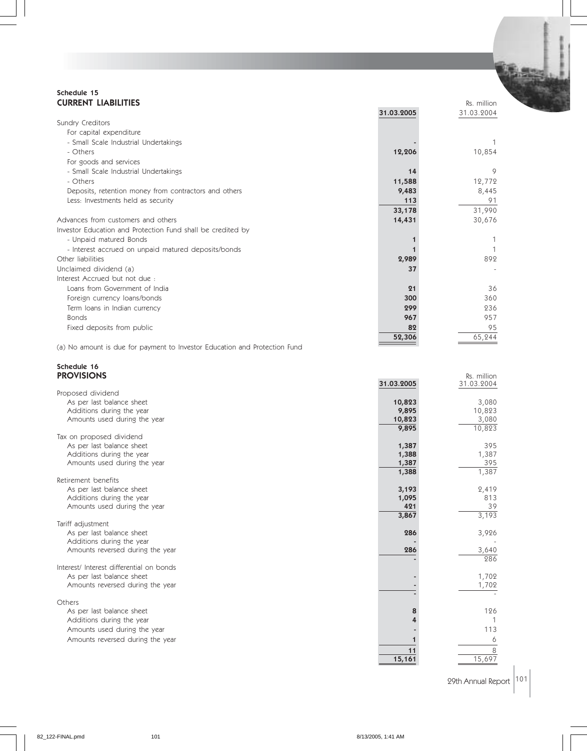**Schedule 15**

## CURRENT LIABILITIES

Rs. million

| | 31.03.2005 | 31.03.2004 |
|---|---|---|
| Sundry Creditors | | |
| For capital expenditure | | |
| - Small Scale Industrial Undertakings | - | 1 |
| - Others | 12,206 | 10,854 |
| For goods and services | | |
| - Small Scale Industrial Undertakings | 14 | 9 |
| - Others | 11,588 | 12,772 |
| Deposits, retention money from contractors and others | 9,483 | 8,445 |
| Less: Investments held as security | 113 | 91 |
| | 33,178 | 31,990 |
| Advances from customers and others | 14,431 | 30,676 |
| Investor Education and Protection Fund shall be credited by | | |
| - Unpaid matured Bonds | 1 | 1 |
| - Interest accrued on unpaid matured deposits/bonds | 1 | 1 |
| Other liabilities | 2,989 | 892 |
| Unclaimed dividend (a) | 37 | - |
| Interest Accrued but not due : | | |
| Loans from Government of India | 21 | 36 |
| Foreign currency loans/bonds | 300 | 360 |
| Term loans in Indian currency | 299 | 236 |
| Bonds | 967 | 957 |
| Fixed deposits from public | 82 | 95 |
| | 52,306 | 65,244 |

(a) No amount is due for payment to Investor Education and Protection Fund

**Schedule 16**

## PROVISIONS

Rs. million

| | 31.03.2005 | 31.03.2004 |
|---|---|---|
| Proposed dividend | | |
| As per last balance sheet | 10,823 | 3,080 |
| Additions during the year | 9,895 | 10,823 |
| Amounts used during the year | 10,823 | 3,080 |
| | 9,895 | 10,823 |
| Tax on proposed dividend | | |
| As per last balance sheet | 1,387 | 395 |
| Additions during the year | 1,388 | 1,387 |
| Amounts used during the year | 1,387 | 395 |
| | 1,388 | 1,387 |
| Retirement benefits | | |
| As per last balance sheet | 3,193 | 2,419 |
| Additions during the year | 1,095 | 813 |
| Amounts used during the year | 421 | 39 |
| | 3,867 | 3,193 |
| Tariff adjustment | | |
| As per last balance sheet | 286 | 3,926 |
| Additions during the year | - | - |
| Amounts reversed during the year | 286 | 3,640 |
| | - | 286 |
| Interest/ Interest differential on bonds | | |
| As per last balance sheet | - | 1,702 |
| Amounts reversed during the year | - | 1,702 |
| | - | - |
| Others | | |
| As per last balance sheet | 8 | 126 |
| Additions during the year | 4 | 1 |
| Amounts used during the year | - | 113 |
| Amounts reversed during the year | 1 | 6 |
| | 11 | 8 |
| | 15,161 | 15,697 |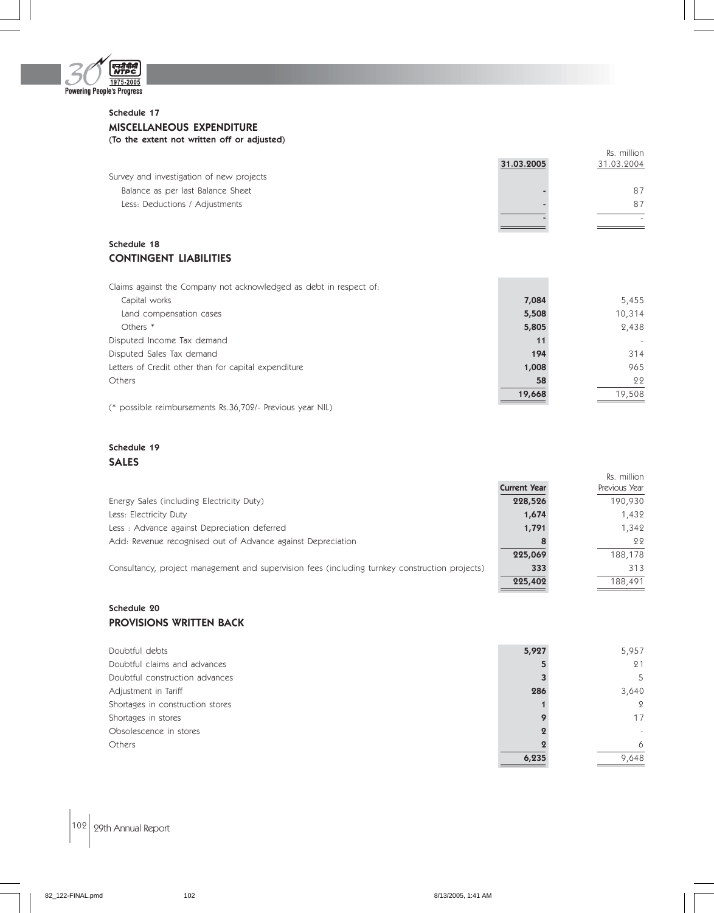### Schedule 17

## MISCELLANEOUS EXPENDITURE

**(To the extent not written off or adjusted)**

Rs. million

| | 31.03.2005 | 31.03.2004 |
|---|---|---|
| Survey and investigation of new projects | | |
| Balance as per last Balance Sheet | - | 87 |
| Less: Deductions / Adjustments | - | 87 |
| | - | - |

### Schedule 18

## CONTINGENT LIABILITIES

| | 31.03.2005 | 31.03.2004 |
|---|---|---|
| Claims against the Company not acknowledged as debt in respect of: | | |
| Capital works | 7,084 | 5,455 |
| Land compensation cases | 5,508 | 10,314 |
| Others * | 5,805 | 2,438 |
| Disputed Income Tax demand | 11 | - |
| Disputed Sales Tax demand | 194 | 314 |
| Letters of Credit other than for capital expenditure | 1,008 | 965 |
| Others | 58 | 22 |
| | 19,668 | 19,508 |

(* possible reimbursements Rs.36,702/- Previous year NIL)

### Schedule 19

## SALES

Rs. million

| | Current Year | Previous Year |
|---|---|---|
| Energy Sales (including Electricity Duty) | 228,526 | 190,930 |
| Less: Electricity Duty | 1,674 | 1,432 |
| Less : Advance against Depreciation deferred | 1,791 | 1,342 |
| Add: Revenue recognised out of Advance against Depreciation | 8 | 22 |
| | 225,069 | 188,178 |
| Consultancy, project management and supervision fees (including turnkey construction projects) | 333 | 313 |
| | 225,402 | 188,491 |

### Schedule 20

## PROVISIONS WRITTEN BACK

| | Current Year | Previous Year |
|---|---|---|
| Doubtful debts | 5,927 | 5,957 |
| Doubtful claims and advances | 5 | 21 |
| Doubtful construction advances | 3 | 5 |
| Adjustment in Tariff | 286 | 3,640 |
| Shortages in construction stores | 1 | 2 |
| Shortages in stores | 9 | 17 |
| Obsolescence in stores | 2 | - |
| Others | 2 | 6 |
| | 6,235 | 9,648 |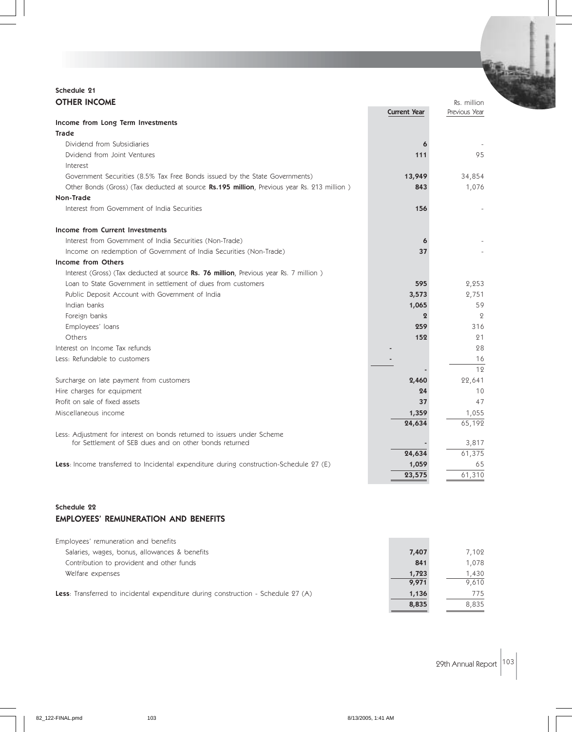## Schedule 21

### OTHER INCOME

Rs. million

| | Current Year | Previous Year |
|---|---|---|
| **Income from Long Term Investments** | | |
| **Trade** | | |
| Dividend from Subsidiaries | **6** | - |
| Dvidend from Joint Ventures | **111** | 95 |
| Interest | | |
| Government Securities (8.5% Tax Free Bonds issued by the State Governments) | **13,949** | 34,854 |
| Other Bonds (Gross) (Tax deducted at source **Rs.195 million**, Previous year Rs. 213 million ) | **843** | 1,076 |
| **Non-Trade** | | |
| Interest from Government of India Securities | **156** | - |
| **Income from Current Investments** | | |
| Interest from Government of India Securities (Non-Trade) | **6** | - |
| Income on redemption of Government of India Securities (Non-Trade) | **37** | - |
| **Income from Others** | | |
| Interest (Gross) (Tax deducted at source **Rs. 76 million**, Previous year Rs. 7 million ) | | |
| Loan to State Government in settlement of dues from customers | **595** | 2,253 |
| Public Deposit Account with Government of India | **3,573** | 2,751 |
| Indian banks | **1,065** | 59 |
| Foreign banks | **2** | 2 |
| Employees' loans | **259** | 316 |
| Others | **152** | 21 |
| Interest on Income Tax refunds | **-** | 28 |
| Less: Refundable to customers | **-** | 16 |
| | **-** | 12 |
| Surcharge on late payment from customers | **2,460** | 22,641 |
| Hire charges for equipment | **24** | 10 |
| Profit on sale of fixed assets | **37** | 47 |
| Miscellaneous income | **1,359** | 1,055 |
| | **24,634** | 65,192 |
| Less: Adjustment for interest on bonds returned to issuers under Scheme for Settlement of SEB dues and on other bonds returned | **-** | 3,817 |
| | **24,634** | 61,375 |
| **Less**: Income transferred to Incidental expenditure during construction-Schedule 27 (E) | **1,059** | 65 |
| | **23,575** | 61,310 |

## Schedule 22

### EMPLOYEES' REMUNERATION AND BENEFITS

| | Current Year | Previous Year |
|---|---|---|
| Employees' remuneration and benefits | | |
| Salaries, wages, bonus, allowances & benefits | **7,407** | 7,102 |
| Contribution to provident and other funds | **841** | 1,078 |
| Welfare expenses | **1,723** | 1,430 |
| | **9,971** | 9,610 |
| **Less**: Transferred to incidental expenditure during construction - Schedule 27 (A) | **1,136** | 775 |
| | **8,835** | 8,835 |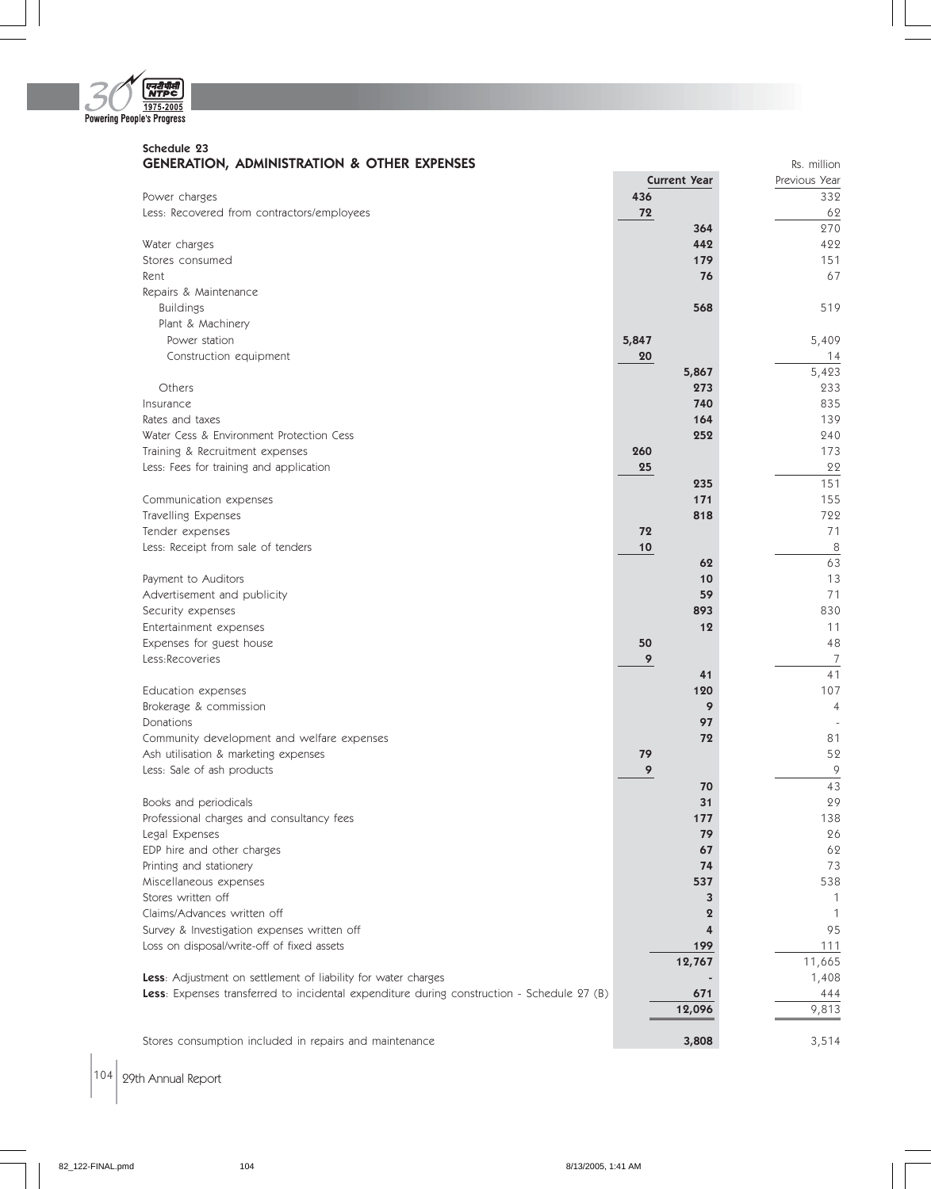### Schedule 23

## GENERATION, ADMINISTRATION & OTHER EXPENSES

Rs. million

| | Current Year | | Previous Year |
|---|---|---|---|
| Power charges | 436 | | 332 |
| Less: Recovered from contractors/employees | 72 | | 62 |
| | | 364 | 270 |
| Water charges | | 442 | 422 |
| Stores consumed | | 179 | 151 |
| Rent | | 76 | 67 |
| Repairs & Maintenance | | | |
| Buildings | | 568 | 519 |
| Plant & Machinery | | | |
| Power station | 5,847 | | 5,409 |
| Construction equipment | 20 | | 14 |
| | | 5,867 | 5,423 |
| Others | | 273 | 233 |
| Insurance | | 740 | 835 |
| Rates and taxes | | 164 | 139 |
| Water Cess & Environment Protection Cess | | 252 | 240 |
| Training & Recruitment expenses | 260 | | 173 |
| Less: Fees for training and application | 25 | | 22 |
| | | 235 | 151 |
| Communication expenses | | 171 | 155 |
| Travelling Expenses | | 818 | 722 |
| Tender expenses | 72 | | 71 |
| Less: Receipt from sale of tenders | 10 | | 8 |
| | | 62 | 63 |
| Payment to Auditors | | 10 | 13 |
| Advertisement and publicity | | 59 | 71 |
| Security expenses | | 893 | 830 |
| Entertainment expenses | | 12 | 11 |
| Expenses for guest house | 50 | | 48 |
| Less:Recoveries | 9 | | 7 |
| | | 41 | 41 |
| Education expenses | | 120 | 107 |
| Brokerage & commission | | 9 | 4 |
| Donations | | 97 | - |
| Community development and welfare expenses | | 72 | 81 |
| Ash utilisation & marketing expenses | 79 | | 52 |
| Less: Sale of ash products | 9 | | 9 |
| | | 70 | 43 |
| Books and periodicals | | 31 | 29 |
| Professional charges and consultancy fees | | 177 | 138 |
| Legal Expenses | | 79 | 26 |
| EDP hire and other charges | | 67 | 62 |
| Printing and stationery | | 74 | 73 |
| Miscellaneous expenses | | 537 | 538 |
| Stores written off | | 3 | 1 |
| Claims/Advances written off | | 2 | 1 |
| Survey & Investigation expenses written off | | 4 | 95 |
| Loss on disposal/write-off of fixed assets | | 199 | 111 |
| | | 12,767 | 11,665 |
| **Less**: Adjustment on settlement of liability for water charges | | - | 1,408 |
| **Less**: Expenses transferred to incidental expenditure during construction - Schedule 27 (B) | | 671 | 444 |
| | | 12,096 | 9,813 |
| Stores consumption included in repairs and maintenance | | 3,808 | 3,514 |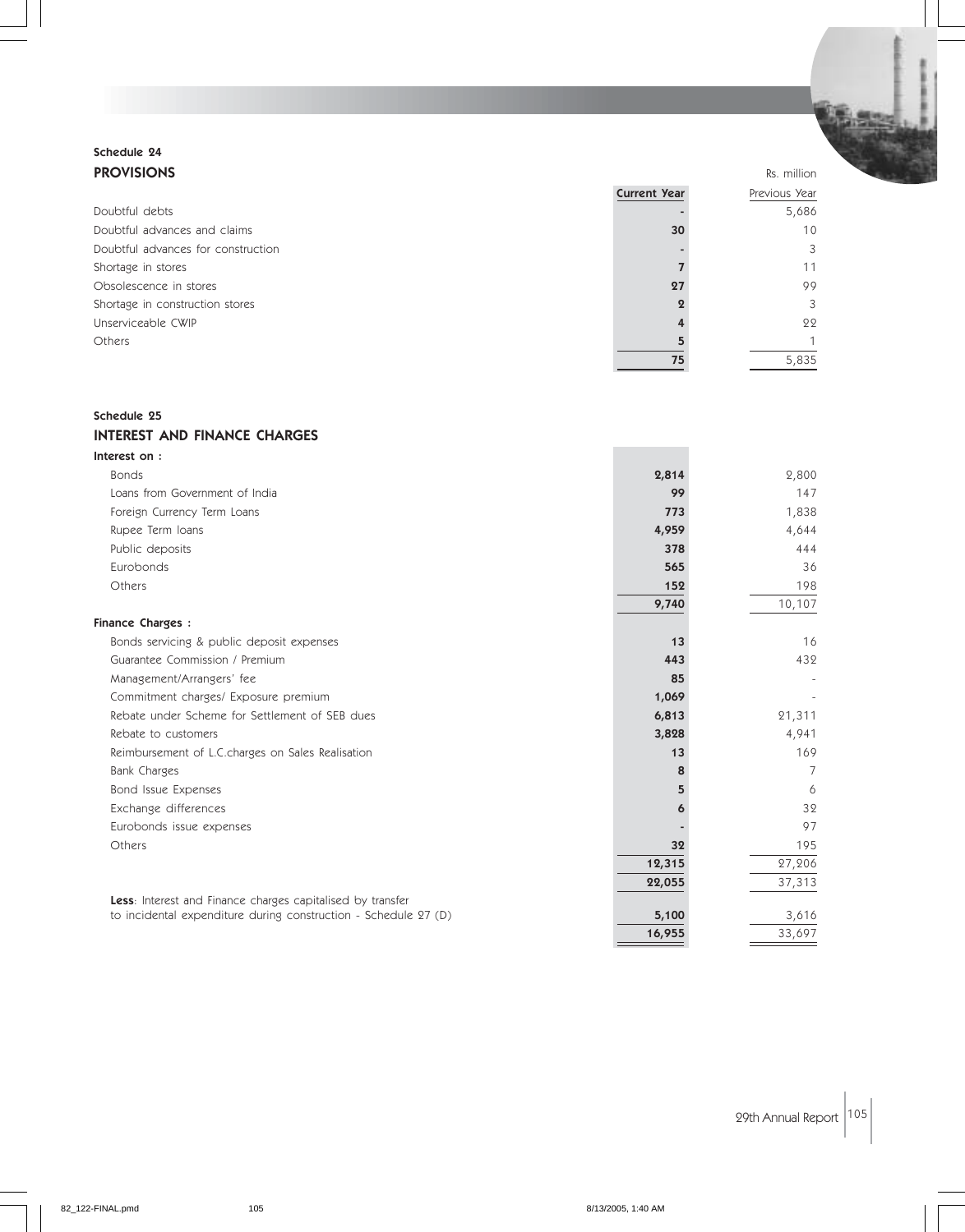## Schedule 24

### PROVISIONS

Rs. million

| | Current Year | Previous Year |
|---|---|---|
| Doubtful debts | - | 5,686 |
| Doubtful advances and claims | 30 | 10 |
| Doubtful advances for construction | - | 3 |
| Shortage in stores | 7 | 11 |
| Obsolescence in stores | 27 | 99 |
| Shortage in construction stores | 2 | 3 |
| Unserviceable CWIP | 4 | 22 |
| Others | 5 | 1 |
| | 75 | 5,835 |

## Schedule 25

### INTEREST AND FINANCE CHARGES

| | Current Year | Previous Year |
|---|---|---|
| **Interest on :** | | |
| Bonds | 2,814 | 2,800 |
| Loans from Government of India | 99 | 147 |
| Foreign Currency Term Loans | 773 | 1,838 |
| Rupee Term loans | 4,959 | 4,644 |
| Public deposits | 378 | 444 |
| Eurobonds | 565 | 36 |
| Others | 152 | 198 |
| | 9,740 | 10,107 |
| **Finance Charges :** | | |
| Bonds servicing & public deposit expenses | 13 | 16 |
| Guarantee Commission / Premium | 443 | 432 |
| Management/Arrangers' fee | 85 | - |
| Commitment charges/ Exposure premium | 1,069 | - |
| Rebate under Scheme for Settlement of SEB dues | 6,813 | 21,311 |
| Rebate to customers | 3,828 | 4,941 |
| Reimbursement of L.C.charges on Sales Realisation | 13 | 169 |
| Bank Charges | 8 | 7 |
| Bond Issue Expenses | 5 | 6 |
| Exchange differences | 6 | 32 |
| Eurobonds issue expenses | - | 97 |
| Others | 32 | 195 |
| | 12,315 | 27,206 |
| | 22,055 | 37,313 |
| **Less**: Interest and Finance charges capitalised by transfer to incidental expenditure during construction - Schedule 27 (D) | 5,100 | 3,616 |
| | 16,955 | 33,697 |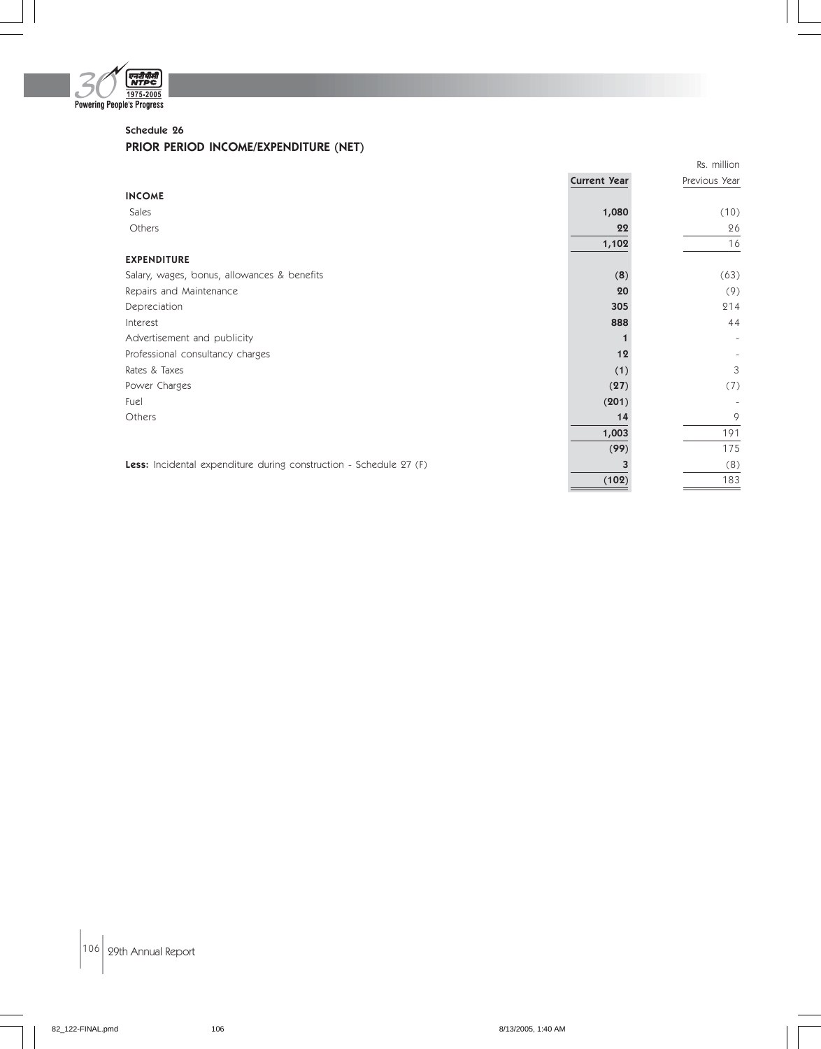## Schedule 26

## PRIOR PERIOD INCOME/EXPENDITURE (NET)

Rs. million

| | Current Year | Previous Year |
|---|---|---|
| **INCOME** | | |
| Sales | **1,080** | (10) |
| Others | **22** | 26 |
| | **1,102** | 16 |
| **EXPENDITURE** | | |
| Salary, wages, bonus, allowances & benefits | **(8)** | (63) |
| Repairs and Maintenance | **20** | (9) |
| Depreciation | **305** | 214 |
| Interest | **888** | 44 |
| Advertisement and publicity | **1** | - |
| Professional consultancy charges | **12** | - |
| Rates & Taxes | **(1)** | 3 |
| Power Charges | **(27)** | (7) |
| Fuel | **(201)** | - |
| Others | **14** | 9 |
| | **1,003** | 191 |
| | **(99)** | 175 |
| **Less:** Incidental expenditure during construction - Schedule 27 (F) | **3** | (8) |
| | **(102)** | 183 |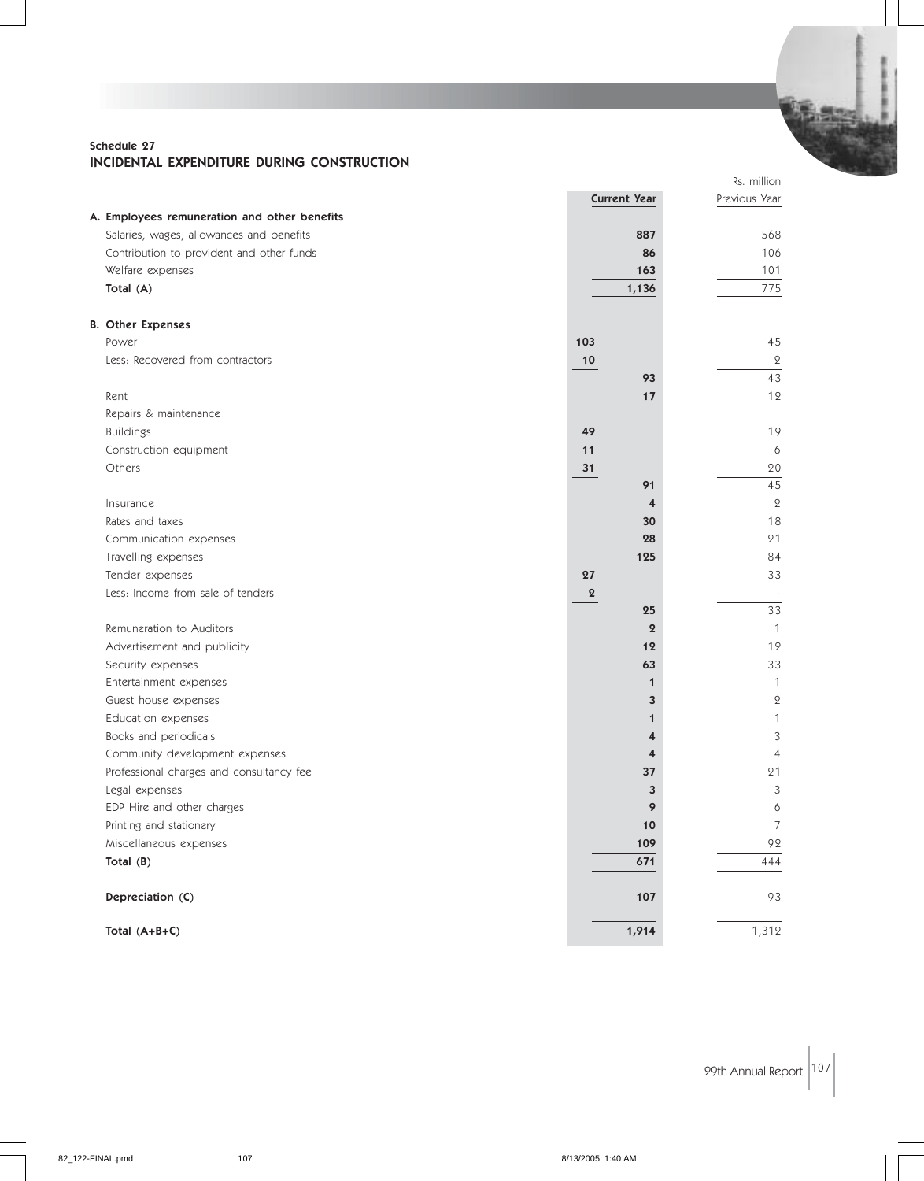### Schedule 27

## INCIDENTAL EXPENDITURE DURING CONSTRUCTION

Rs. million

| | | Current Year | Previous Year |
|---|---|---|---|
| **A. Employees remuneration and other benefits** | | | |
| Salaries, wages, allowances and benefits | | **887** | 568 |
| Contribution to provident and other funds | | **86** | 106 |
| Welfare expenses | | **163** | 101 |
| **Total (A)** | | **1,136** | 775 |
| | | | |
| **B. Other Expenses** | | | |
| Power | **103** | | 45 |
| Less: Recovered from contractors | **10** | | 2 |
| | | **93** | 43 |
| Rent | | **17** | 12 |
| Repairs & maintenance | | | |
| Buildings | **49** | | 19 |
| Construction equipment | **11** | | 6 |
| Others | **31** | | 20 |
| | | **91** | 45 |
| Insurance | | **4** | 2 |
| Rates and taxes | | **30** | 18 |
| Communication expenses | | **28** | 21 |
| Travelling expenses | | **125** | 84 |
| Tender expenses | **27** | | 33 |
| Less: Income from sale of tenders | **2** | | - |
| | | **25** | 33 |
| Remuneration to Auditors | | **2** | 1 |
| Advertisement and publicity | | **12** | 12 |
| Security expenses | | **63** | 33 |
| Entertainment expenses | | **1** | 1 |
| Guest house expenses | | **3** | 2 |
| Education expenses | | **1** | 1 |
| Books and periodicals | | **4** | 3 |
| Community development expenses | | **4** | 4 |
| Professional charges and consultancy fee | | **37** | 21 |
| Legal expenses | | **3** | 3 |
| EDP Hire and other charges | | **9** | 6 |
| Printing and stationery | | **10** | 7 |
| Miscellaneous expenses | | **109** | 92 |
| **Total (B)** | | **671** | 444 |
| | | | |
| **Depreciation (C)** | | **107** | 93 |
| | | | |
| **Total (A+B+C)** | | **1,914** | 1,312 |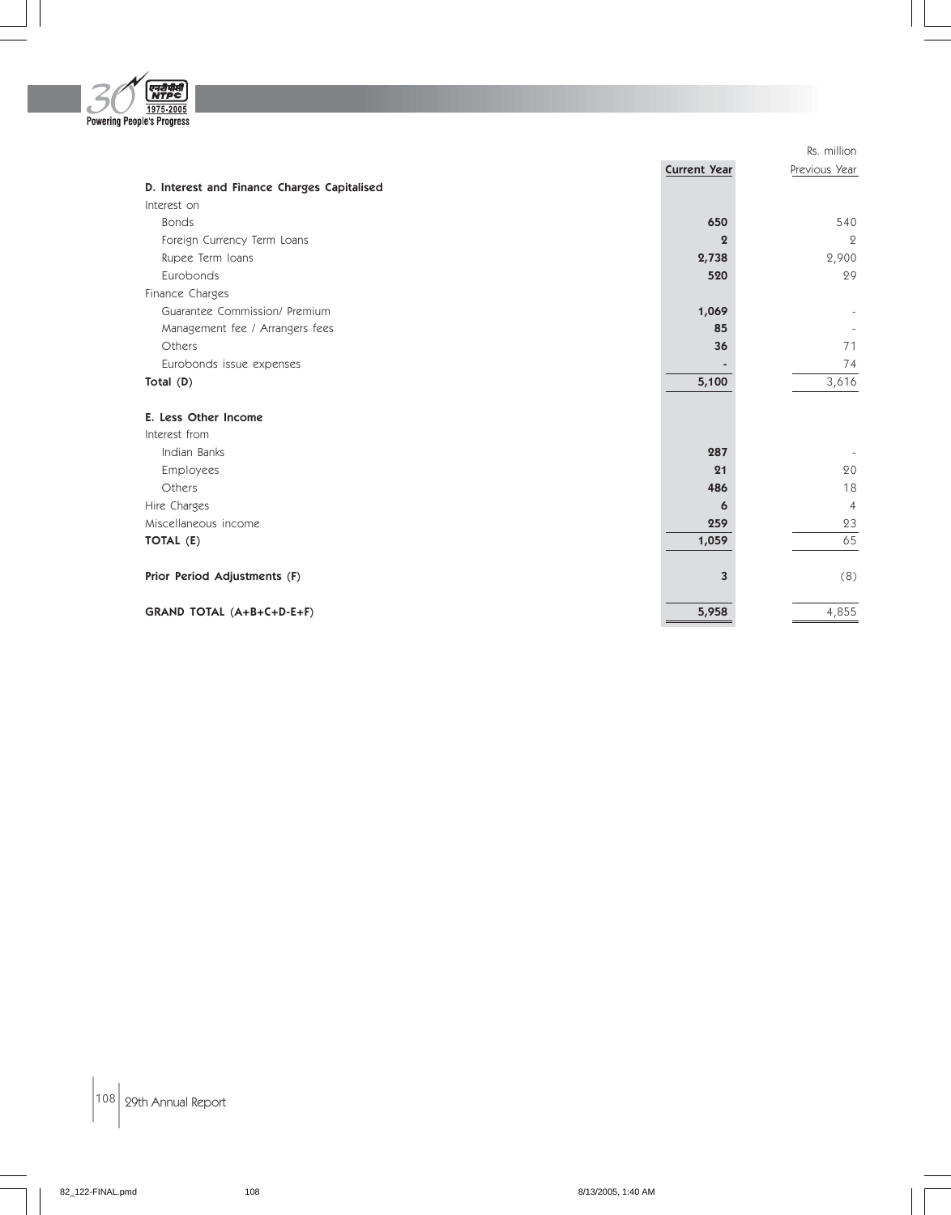Rs. million

| | Current Year | Previous Year |
|---|---|---|
| **D. Interest and Finance Charges Capitalised** | | |
| Interest on | | |
| Bonds | **650** | 540 |
| Foreign Currency Term Loans | **2** | 2 |
| Rupee Term loans | **2,738** | 2,900 |
| Eurobonds | **520** | 29 |
| Finance Charges | | |
| Guarantee Commission/ Premium | **1,069** | - |
| Management fee / Arrangers fees | **85** | - |
| Others | **36** | 71 |
| Eurobonds issue expenses | **-** | 74 |
| **Total (D)** | **5,100** | 3,616 |
| | | |
| **E. Less Other Income** | | |
| Interest from | | |
| Indian Banks | **287** | - |
| Employees | **21** | 20 |
| Others | **486** | 18 |
| Hire Charges | **6** | 4 |
| Miscellaneous income | **259** | 23 |
| **TOTAL (E)** | **1,059** | 65 |
| | | |
| **Prior Period Adjustments (F)** | **3** | (8) |
| | | |
| **GRAND TOTAL (A+B+C+D-E+F)** | **5,958** | 4,855 |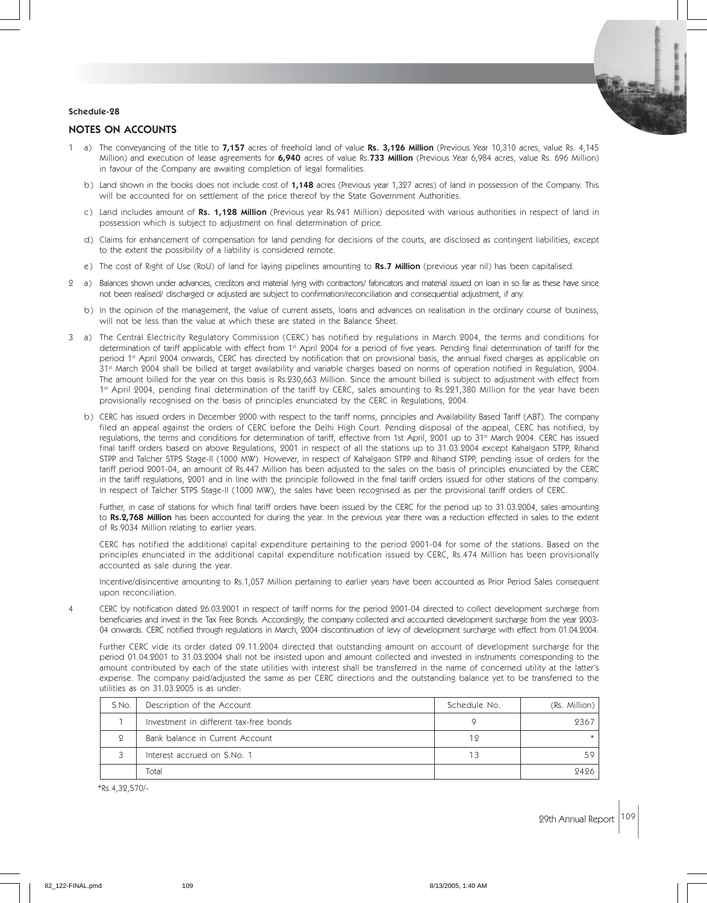**Schedule-28**

## NOTES ON ACCOUNTS

1 a) The conveyancing of the title to **7,157** acres of freehold land of value **Rs. 3,126 Million** (Previous Year 10,310 acres, value Rs. 4,145 Million) and execution of lease agreements for **6,940** acres of value Rs.**733 Million** (Previous Year 6,984 acres, value Rs. 696 Million) in favour of the Company are awaiting completion of legal formalities.

b) Land shown in the books does not include cost of **1,148** acres (Previous year 1,327 acres) of land in possession of the Company. This will be accounted for on settlement of the price thereof by the State Government Authorities.

c) Land includes amount of **Rs. 1,128 Million** (Previous year Rs.941 Million) deposited with various authorities in respect of land in possession which is subject to adjustment on final determination of price.

d) Claims for enhancement of compensation for land pending for decisions of the courts, are disclosed as contingent liabilities, except to the extent the possibility of a liability is considered remote.

e) The cost of Right of Use (RoU) of land for laying pipelines amounting to **Rs.7 Million** (previous year nil) has been capitalised.

2 a) Balances shown under advances, creditors and material lying with contractors/ fabricators and material issued on loan in so far as these have since not been realised/ discharged or adjusted are subject to confirmation/reconciliation and consequential adjustment, if any.

b) In the opinion of the management, the value of current assets, loans and advances on realisation in the ordinary course of business, will not be less than the value at which these are stated in the Balance Sheet.

3 a) The Central Electricity Regulatory Commission (CERC) has notified by regulations in March 2004, the terms and conditions for determination of tariff applicable with effect from 1st April 2004 for a period of five years. Pending final determination of tariff for the period 1st April 2004 onwards, CERC has directed by notification that on provisional basis, the annual fixed charges as applicable on 31st March 2004 shall be billed at target availability and variable charges based on norms of operation notified in Regulation, 2004. The amount billed for the year on this basis is Rs.230,663 Million. Since the amount billed is subject to adjustment with effect from 1st April 2004, pending final determination of the tariff by CERC, sales amounting to Rs.221,380 Million for the year have been provisionally recognised on the basis of principles enunciated by the CERC in Regulations, 2004.

b) CERC has issued orders in December 2000 with respect to the tariff norms, principles and Availability Based Tariff (ABT). The company filed an appeal against the orders of CERC before the Delhi High Court. Pending disposal of the appeal, CERC has notified, by regulations, the terms and conditions for determination of tariff, effective from 1st April, 2001 up to 31st March 2004. CERC has issued final tariff orders based on above Regulations, 2001 in respect of all the stations up to 31.03.2004 except Kahalgaon STPP, Rihand STPP and Talcher STPS Stage-II (1000 MW). However, in respect of Kahalgaon STPP and Rihand STPP, pending issue of orders for the tariff period 2001-04, an amount of Rs.447 Million has been adjusted to the sales on the basis of principles enunciated by the CERC in the tariff regulations, 2001 and in line with the principle followed in the final tariff orders issued for other stations of the company. In respect of Talcher STPS Stage-II (1000 MW), the sales have been recognised as per the provisional tariff orders of CERC.

Further, in case of stations for which final tariff orders have been issued by the CERC for the period up to 31.03.2004, sales amounting to **Rs.2,768 Million** has been accounted for during the year. In the previous year there was a reduction effected in sales to the extent of Rs.9034 Million relating to earlier years.

CERC has notified the additional capital expenditure pertaining to the period 2001-04 for some of the stations. Based on the principles enunciated in the additional capital expenditure notification issued by CERC, Rs.474 Million has been provisionally accounted as sale during the year.

Incentive/disincentive amounting to Rs.1,057 Million pertaining to earlier years have been accounted as Prior Period Sales consequent upon reconciliation.

4 CERC by notification dated 26.03.2001 in respect of tariff norms for the period 2001-04 directed to collect development surcharge from beneficiaries and invest in the Tax Free Bonds. Accordingly, the company collected and accounted development surcharge from the year 2003-04 onwards. CERC notified through regulations in March, 2004 discontinuation of levy of development surcharge with effect from 01.04.2004.

Further CERC vide its order dated 09.11.2004 directed that outstanding amount on account of development surcharge for the period 01.04.2001 to 31.03.2004 shall not be insisted upon and amount collected and invested in instruments corresponding to the amount contributed by each of the state utilities with interest shall be transferred in the name of concerned utility at the latter's expense. The company paid/adjusted the same as per CERC directions and the outstanding balance yet to be transferred to the utilities as on 31.03.2005 is as under:

| S.No. | Description of the Account | Schedule No. | (Rs. Million) |
|---|---|---|---|
| 1 | Investment in different tax-free bonds | 9 | 2367 |
| 2 | Bank balance in Current Account | 12 | * |
| 3 | Interest accrued on S.No. 1 | 13 | 59 |
| | Total | | 2426 |

*Rs.4,32,570/-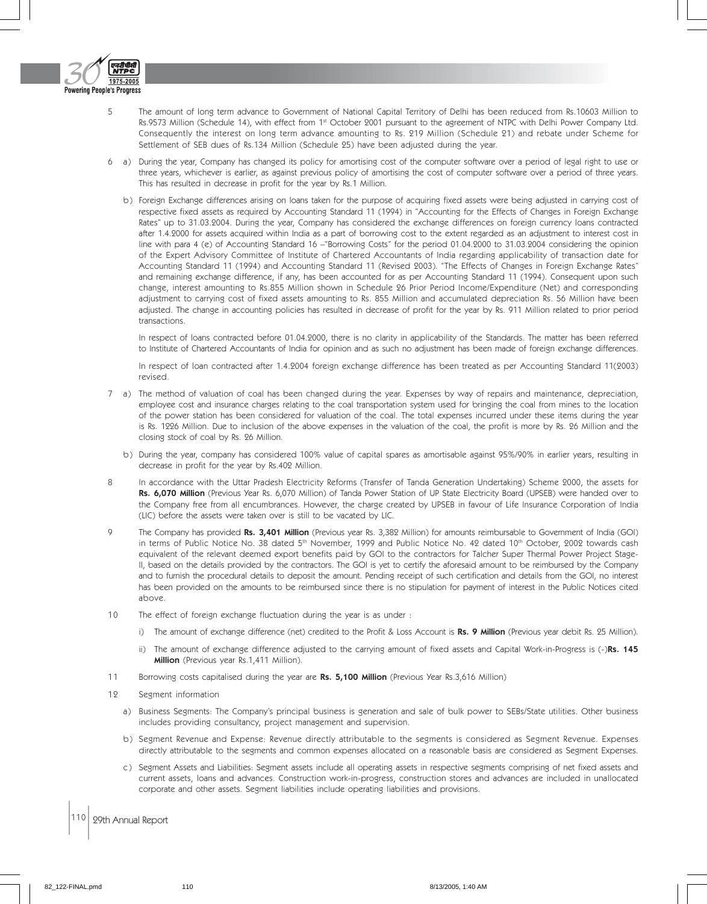5 The amount of long term advance to Government of National Capital Territory of Delhi has been reduced from Rs.10603 Million to Rs.9573 Million (Schedule 14), with effect from 1st October 2001 pursuant to the agreement of NTPC with Delhi Power Company Ltd. Consequently the interest on long term advance amounting to Rs. 219 Million (Schedule 21) and rebate under Scheme for Settlement of SEB dues of Rs.134 Million (Schedule 25) have been adjusted during the year.

6 a) During the year, Company has changed its policy for amortising cost of the computer software over a period of legal right to use or three years, whichever is earlier, as against previous policy of amortising the cost of computer software over a period of three years. This has resulted in decrease in profit for the year by Rs.1 Million.

b) Foreign Exchange differences arising on loans taken for the purpose of acquiring fixed assets were being adjusted in carrying cost of respective fixed assets as required by Accounting Standard 11 (1994) in "Accounting for the Effects of Changes in Foreign Exchange Rates" up to 31.03.2004. During the year, Company has considered the exchange differences on foreign currency loans contracted after 1.4.2000 for assets acquired within India as a part of borrowing cost to the extent regarded as an adjustment to interest cost in line with para 4 (e) of Accounting Standard 16 –"Borrowing Costs" for the period 01.04.2000 to 31.03.2004 considering the opinion of the Expert Advisory Committee of Institute of Chartered Accountants of India regarding applicability of transaction date for Accounting Standard 11 (1994) and Accounting Standard 11 (Revised 2003). "The Effects of Changes in Foreign Exchange Rates" and remaining exchange difference, if any, has been accounted for as per Accounting Standard 11 (1994). Consequent upon such change, interest amounting to Rs.855 Million shown in Schedule 26 Prior Period Income/Expenditure (Net) and corresponding adjustment to carrying cost of fixed assets amounting to Rs. 855 Million and accumulated depreciation Rs. 56 Million have been adjusted. The change in accounting policies has resulted in decrease of profit for the year by Rs. 911 Million related to prior period transactions.

In respect of loans contracted before 01.04.2000, there is no clarity in applicability of the Standards. The matter has been referred to Institute of Chartered Accountants of India for opinion and as such no adjustment has been made of foreign exchange differences.

In respect of loan contracted after 1.4.2004 foreign exchange difference has been treated as per Accounting Standard 11(2003) revised.

7 a) The method of valuation of coal has been changed during the year. Expenses by way of repairs and maintenance, depreciation, employee cost and insurance charges relating to the coal transportation system used for bringing the coal from mines to the location of the power station has been considered for valuation of the coal. The total expenses incurred under these items during the year is Rs. 1226 Million. Due to inclusion of the above expenses in the valuation of the coal, the profit is more by Rs. 26 Million and the closing stock of coal by Rs. 26 Million.

b) During the year, company has considered 100% value of capital spares as amortisable against 95%/90% in earlier years, resulting in decrease in profit for the year by Rs.402 Million.

8 In accordance with the Uttar Pradesh Electricity Reforms (Transfer of Tanda Generation Undertaking) Scheme 2000, the assets for **Rs. 6,070 Million** (Previous Year Rs. 6,070 Million) of Tanda Power Station of UP State Electricity Board (UPSEB) were handed over to the Company free from all encumbrances. However, the charge created by UPSEB in favour of Life Insurance Corporation of India (LIC) before the assets were taken over is still to be vacated by LIC.

9 The Company has provided **Rs. 3,401 Million** (Previous year Rs. 3,382 Million) for amounts reimbursable to Government of India (GOI) in terms of Public Notice No. 38 dated 5th November, 1999 and Public Notice No. 42 dated 10th October, 2002 towards cash equivalent of the relevant deemed export benefits paid by GOI to the contractors for Talcher Super Thermal Power Project Stage-II, based on the details provided by the contractors. The GOI is yet to certify the aforesaid amount to be reimbursed by the Company and to furnish the procedural details to deposit the amount. Pending receipt of such certification and details from the GOI, no interest has been provided on the amounts to be reimbursed since there is no stipulation for payment of interest in the Public Notices cited above.

10 The effect of foreign exchange fluctuation during the year is as under :

i) The amount of exchange difference (net) credited to the Profit & Loss Account is **Rs. 9 Million** (Previous year debit Rs. 25 Million).

ii) The amount of exchange difference adjusted to the carrying amount of fixed assets and Capital Work-in-Progress is (-)**Rs. 145 Million** (Previous year Rs.1,411 Million).

11 Borrowing costs capitalised during the year are **Rs. 5,100 Million** (Previous Year Rs.3,616 Million)

12 Segment information

a) Business Segments: The Company's principal business is generation and sale of bulk power to SEBs/State utilities. Other business includes providing consultancy, project management and supervision.

b) Segment Revenue and Expense: Revenue directly attributable to the segments is considered as Segment Revenue. Expenses directly attributable to the segments and common expenses allocated on a reasonable basis are considered as Segment Expenses.

c) Segment Assets and Liabilities: Segment assets include all operating assets in respective segments comprising of net fixed assets and current assets, loans and advances. Construction work-in-progress, construction stores and advances are included in unallocated corporate and other assets. Segment liabilities include operating liabilities and provisions.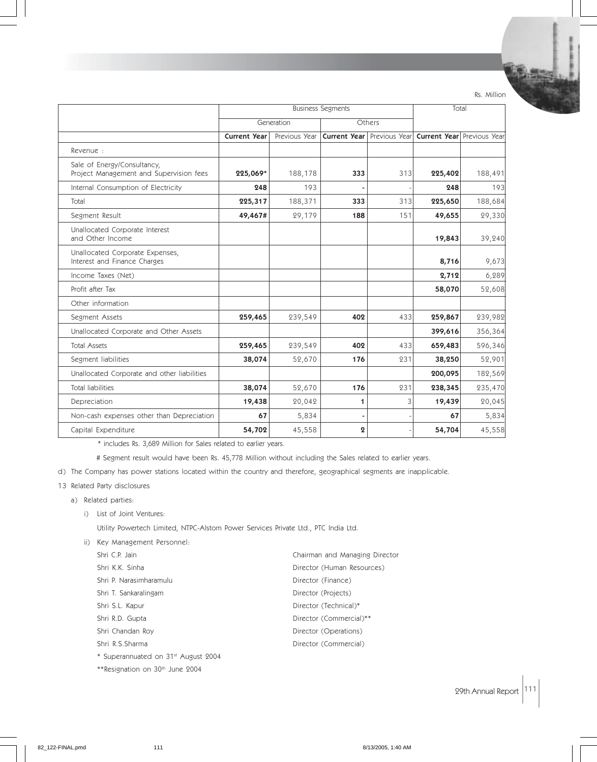Rs. Million

| | Business Segments | | | | Total | |
|---|---|---|---|---|---|---|
| | Generation | | Others | | | |
| | **Current Year** | Previous Year | **Current Year** | Previous Year | **Current Year** | Previous Year |
| Revenue : | | | | | | |
| Sale of Energy/Consultancy, Project Management and Supervision fees | **225,069*** | 188,178 | **333** | 313 | **225,402** | 188,491 |
| Internal Consumption of Electricity | **248** | 193 | **-** | - | **248** | 193 |
| Total | **225,317** | 188,371 | **333** | 313 | **225,650** | 188,684 |
| Segment Result | **49,467#** | 29,179 | **188** | 151 | **49,655** | 29,330 |
| Unallocated Corporate Interest and Other Income | | | | | **19,843** | 39,240 |
| Unallocated Corporate Expenses, Interest and Finance Charges | | | | | **8,716** | 9,673 |
| Income Taxes (Net) | | | | | **2,712** | 6,289 |
| Profit after Tax | | | | | **58,070** | 52,608 |
| Other information | | | | | | |
| Segment Assets | **259,465** | 239,549 | **402** | 433 | **259,867** | 239,982 |
| Unallocated Corporate and Other Assets | | | | | **399,616** | 356,364 |
| Total Assets | **259,465** | 239,549 | **402** | 433 | **659,483** | 596,346 |
| Segment liabilities | **38,074** | 52,670 | **176** | 231 | **38,250** | 52,901 |
| Unallocated Corporate and other liabilities | | | | | **200,095** | 182,569 |
| Total liabilities | **38,074** | 52,670 | **176** | 231 | **238,345** | 235,470 |
| Depreciation | **19,438** | 20,042 | **1** | 3 | **19,439** | 20,045 |
| Non-cash expenses other than Depreciation | **67** | 5,834 | **-** | - | **67** | 5,834 |
| Capital Expenditure | **54,702** | 45,558 | **2** | - | **54,704** | 45,558 |

\* includes Rs. 3,689 Million for Sales related to earlier years.

# Segment result would have been Rs. 45,778 Million without including the Sales related to earlier years.

d) The Company has power stations located within the country and therefore, geographical segments are inapplicable.

13 Related Party disclosures

a) Related parties:

i) List of Joint Ventures:

Utility Powertech Limited, NTPC-Alstom Power Services Private Ltd., PTC India Ltd.

ii) Key Management Personnel:

| | |
|---|---|
| Shri C.P. Jain | Chairman and Managing Director |
| Shri K.K. Sinha | Director (Human Resources) |
| Shri P. Narasimharamulu | Director (Finance) |
| Shri T. Sankaralingam | Director (Projects) |
| Shri S.L. Kapur | Director (Technical)* |
| Shri R.D. Gupta | Director (Commercial)** |
| Shri Chandan Roy | Director (Operations) |
| Shri R.S.Sharma | Director (Commercial) |

\* Superannuated on 31st August 2004

\*\*Resignation on 30th June 2004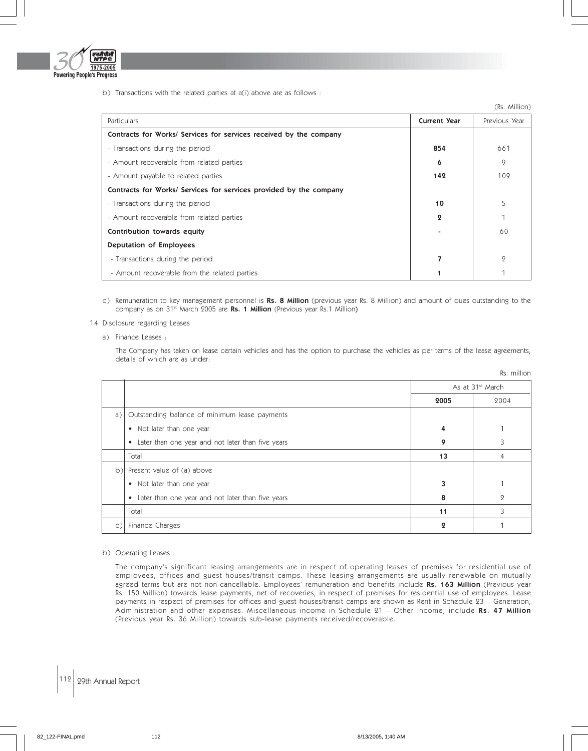b) Transactions with the related parties at a(i) above are as follows :

(Rs. Million)

| Particulars | Current Year | Previous Year |
|---|---|---|
| **Contracts for Works/ Services for services received by the company** | | |
| - Transactions during the period | **854** | 661 |
| - Amount recoverable from related parties | **6** | 9 |
| - Amount payable to related parties | **142** | 109 |
| **Contracts for Works/ Services for services provided by the company** | | |
| - Transactions during the period | **10** | 5 |
| - Amount recoverable from related parties | **2** | 1 |
| **Contribution towards equity** | **-** | 60 |
| **Deputation of Employees** | | |
| - Transactions during the period | **7** | 2 |
| - Amount recoverable from the related parties | **1** | 1 |

c) Remuneration to key management personnel is **Rs. 8 Million** (previous year Rs. 8 Million) and amount of dues outstanding to the company as on 31st March 2005 are **Rs. 1 Million** (Previous year Rs.1 Million)

14 Disclosure regarding Leases

a) Finance Leases :

The Company has taken on lease certain vehicles and has the option to purchase the vehicles as per terms of the lease agreements, details of which are as under:

Rs. million

| | | As at 31st March | |
|---|---|---|---|
| | | **2005** | 2004 |
| a) | Outstanding balance of minimum lease payments | | |
| | • Not later than one year | **4** | 1 |
| | • Later than one year and not later than five years | **9** | 3 |
| | Total | **13** | 4 |
| b) | Present value of (a) above | | |
| | • Not later than one year | **3** | 1 |
| | • Later than one year and not later than five years | **8** | 2 |
| | Total | **11** | 3 |
| c) | Finance Charges | **2** | 1 |

b) Operating Leases :

The company's significant leasing arrangements are in respect of operating leases of premises for residential use of employees, offices and guest houses/transit camps. These leasing arrangements are usually renewable on mutually agreed terms but are not non-cancellable. Employees' remuneration and benefits include **Rs. 163 Million** (Previous year Rs. 150 Million) towards lease payments, net of recoveries, in respect of premises for residential use of employees. Lease payments in respect of premises for offices and guest houses/transit camps are shown as Rent in Schedule 23 – Generation, Administration and other expenses. Miscellaneous income in Schedule 21 – Other Income, include **Rs. 47 Million** (Previous year Rs. 36 Million) towards sub-lease payments received/recoverable.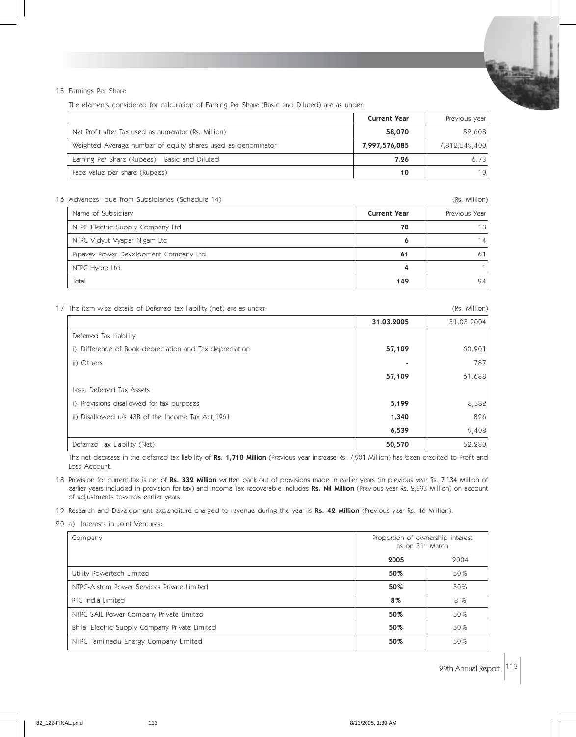15 Earnings Per Share

The elements considered for calculation of Earning Per Share (Basic and Diluted) are as under:

| | **Current Year** | Previous year |
|---|---|---|
| Net Profit after Tax used as numerator (Rs. Million) | **58,070** | 52,608 |
| Weighted Average number of equity shares used as denominator | **7,997,576,085** | 7,812,549,400 |
| Earning Per Share (Rupees) - Basic and Diluted | **7.26** | 6.73 |
| Face value per share (Rupees) | **10** | 10 |

16 Advances- due from Subsidiaries (Schedule 14) (Rs. Million)

| Name of Subsidiary | **Current Year** | Previous Year |
|---|---|---|
| NTPC Electric Supply Company Ltd | **78** | 18 |
| NTPC Vidyut Vyapar Nigam Ltd | **6** | 14 |
| Pipavav Power Development Company Ltd | **61** | 61 |
| NTPC Hydro Ltd | **4** | 1 |
| Total | **149** | 94 |

17 The item-wise details of Deferred tax liability (net) are as under: (Rs. Million)

| | **31.03.2005** | 31.03.2004 |
|---|---|---|
| Deferred Tax Liability | | |
| i) Difference of Book depreciation and Tax depreciation | **57,109** | 60,901 |
| ii) Others | **-** | 787 |
| | **57,109** | 61,688 |
| Less: Deferred Tax Assets | | |
| i) Provisions disallowed for tax purposes | **5,199** | 8,582 |
| ii) Disallowed u/s 43B of the Income Tax Act,1961 | **1,340** | 826 |
| | **6,539** | 9,408 |
| Deferred Tax Liability (Net) | **50,570** | 52,280 |

The net decrease in the deferred tax liability of **Rs. 1,710 Million** (Previous year increase Rs. 7,901 Million) has been credited to Profit and Loss Account.

18 Provision for current tax is net of **Rs. 332 Million** written back out of provisions made in earlier years (in previous year Rs. 7,134 Million of earlier years included in provision for tax) and Income Tax recoverable includes **Rs. Nil Million** (Previous year Rs. 2,393 Million) on account of adjustments towards earlier years.

19 Research and Development expenditure charged to revenue during the year is **Rs. 42 Million** (Previous year Rs. 46 Million).

20 a) Interests in Joint Ventures:

| Company | Proportion of ownership interest as on 31st March | |
|---|---|---|
| | **2005** | 2004 |
| Utility Powertech Limited | **50%** | 50% |
| NTPC-Alstom Power Services Private Limited | **50%** | 50% |
| PTC India Limited | **8%** | 8 % |
| NTPC-SAIL Power Company Private Limited | **50%** | 50% |
| Bhilai Electric Supply Company Private Limited | **50%** | 50% |
| NTPC-Tamilnadu Energy Company Limited | **50%** | 50% |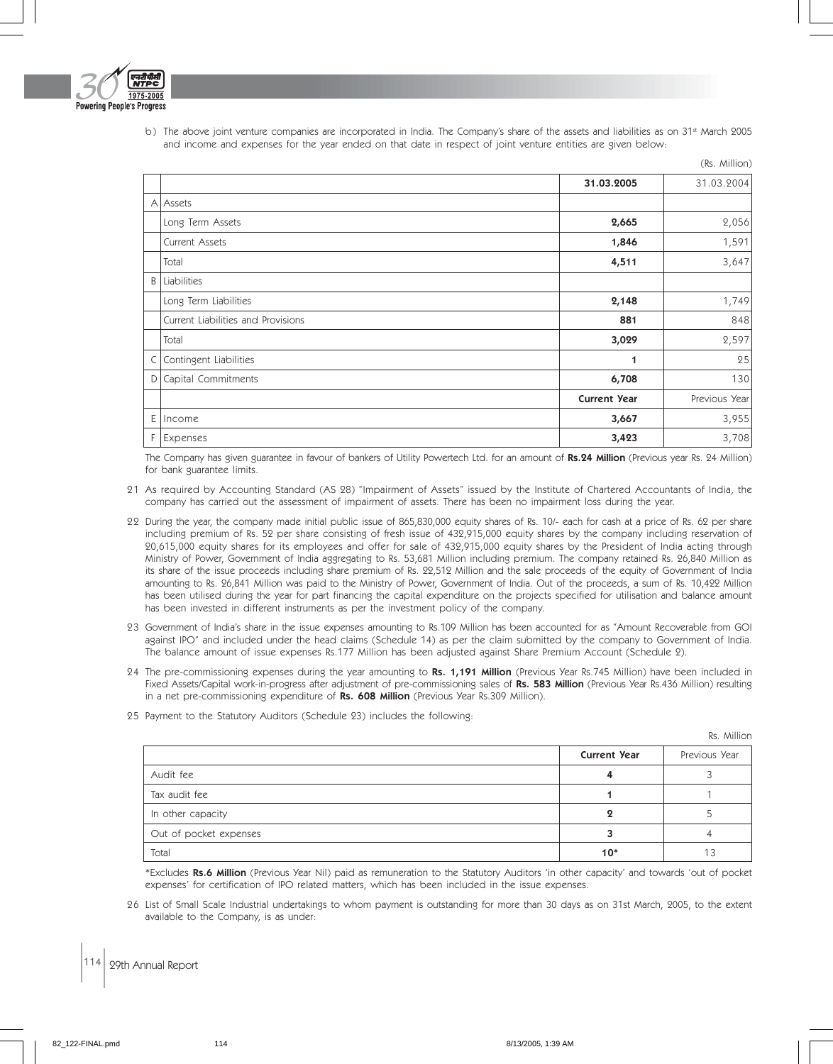b) The above joint venture companies are incorporated in India. The Company's share of the assets and liabilities as on 31st March 2005 and income and expenses for the year ended on that date in respect of joint venture entities are given below:

(Rs. Million)

| | | 31.03.2005 | 31.03.2004 |
|---|---|---|---|
| A | Assets | | |
| | Long Term Assets | **2,665** | 2,056 |
| | Current Assets | **1,846** | 1,591 |
| | Total | **4,511** | 3,647 |
| B | Liabilities | | |
| | Long Term Liabilities | **2,148** | 1,749 |
| | Current Liabilities and Provisions | **881** | 848 |
| | Total | **3,029** | 2,597 |
| C | Contingent Liabilities | **1** | 25 |
| D | Capital Commitments | **6,708** | 130 |
| | | **Current Year** | Previous Year |
| E | Income | **3,667** | 3,955 |
| F | Expenses | **3,423** | 3,708 |

The Company has given guarantee in favour of bankers of Utility Powertech Ltd. for an amount of **Rs.24 Million** (Previous year Rs. 24 Million) for bank guarantee limits.

21 As required by Accounting Standard (AS 28) "Impairment of Assets" issued by the Institute of Chartered Accountants of India, the company has carried out the assessment of impairment of assets. There has been no impairment loss during the year.

22 During the year, the company made initial public issue of 865,830,000 equity shares of Rs. 10/- each for cash at a price of Rs. 62 per share including premium of Rs. 52 per share consisting of fresh issue of 432,915,000 equity shares by the company including reservation of 20,615,000 equity shares for its employees and offer for sale of 432,915,000 equity shares by the President of India acting through Ministry of Power, Government of India aggregating to Rs. 53,681 Million including premium. The company retained Rs. 26,840 Million as its share of the issue proceeds including share premium of Rs. 22,512 Million and the sale proceeds of the equity of Government of India amounting to Rs. 26,841 Million was paid to the Ministry of Power, Government of India. Out of the proceeds, a sum of Rs. 10,422 Million has been utilised during the year for part financing the capital expenditure on the projects specified for utilisation and balance amount has been invested in different instruments as per the investment policy of the company.

23 Government of India's share in the issue expenses amounting to Rs.109 Million has been accounted for as "Amount Recoverable from GOI against IPO" and included under the head claims (Schedule 14) as per the claim submitted by the company to Government of India. The balance amount of issue expenses Rs.177 Million has been adjusted against Share Premium Account (Schedule 2).

24 The pre-commissioning expenses during the year amounting to **Rs. 1,191 Million** (Previous Year Rs.745 Million) have been included in Fixed Assets/Capital work-in-progress after adjustment of pre-commissioning sales of **Rs. 583 Million** (Previous Year Rs.436 Million) resulting in a net pre-commissioning expenditure of **Rs. 608 Million** (Previous Year Rs.309 Million).

25 Payment to the Statutory Auditors (Schedule 23) includes the following:

Rs. Million

| | Current Year | Previous Year |
|---|---|---|
| Audit fee | **4** | 3 |
| Tax audit fee | **1** | 1 |
| In other capacity | **2** | 5 |
| Out of pocket expenses | **3** | 4 |
| Total | **10*** | 13 |

*Excludes **Rs.6 Million** (Previous Year Nil) paid as remuneration to the Statutory Auditors 'in other capacity' and towards 'out of pocket expenses' for certification of IPO related matters, which has been included in the issue expenses.

26 List of Small Scale Industrial undertakings to whom payment is outstanding for more than 30 days as on 31st March, 2005, to the extent available to the Company, is as under: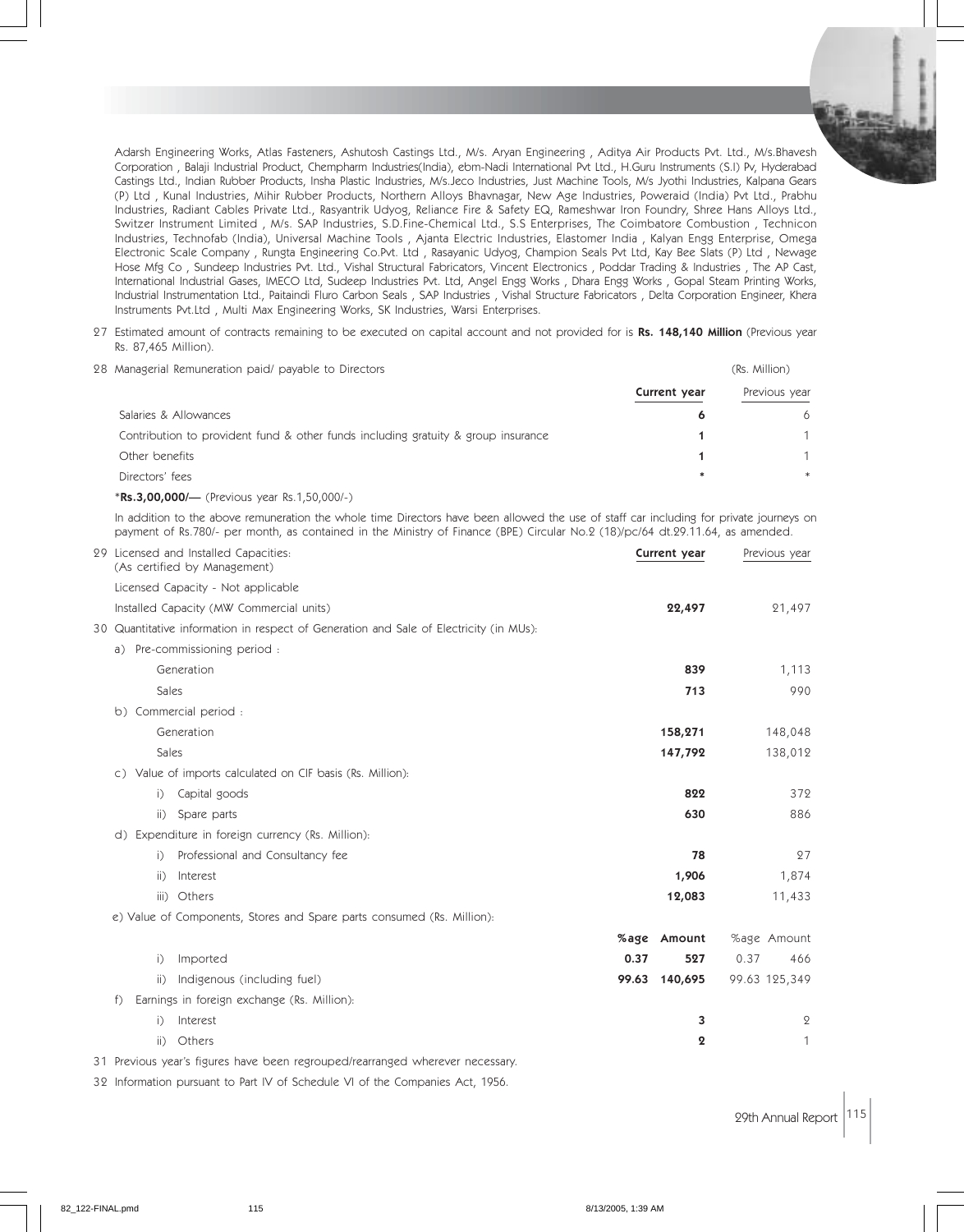Adarsh Engineering Works, Atlas Fasteners, Ashutosh Castings Ltd., M/s. Aryan Engineering , Aditya Air Products Pvt. Ltd., M/s.Bhavesh Corporation , Balaji Industrial Product, Chempharm Industries(India), ebm-Nadi International Pvt Ltd., H.Guru Instruments (S.I) Pv, Hyderabad Castings Ltd., Indian Rubber Products, Insha Plastic Industries, M/s.Jeco Industries, Just Machine Tools, M/s Jyothi Industries, Kalpana Gears (P) Ltd , Kunal Industries, Mihir Rubber Products, Northern Alloys Bhavnagar, New Age Industries, Poweraid (India) Pvt Ltd., Prabhu Industries, Radiant Cables Private Ltd., Rasyantrik Udyog, Reliance Fire & Safety EQ, Rameshwar Iron Foundry, Shree Hans Alloys Ltd., Switzer Instrument Limited , M/s. SAP Industries, S.D.Fine-Chemical Ltd., S.S Enterprises, The Coimbatore Combustion , Technicon Industries, Technofab (India), Universal Machine Tools , Ajanta Electric Industries, Elastomer India , Kalyan Engg Enterprise, Omega Electronic Scale Company , Rungta Engineering Co.Pvt. Ltd , Rasayanic Udyog, Champion Seals Pvt Ltd, Kay Bee Slats (P) Ltd , Newage Hose Mfg Co , Sundeep Industries Pvt. Ltd., Vishal Structural Fabricators, Vincent Electronics , Poddar Trading & Industries , The AP Cast, International Industrial Gases, IMECO Ltd, Sudeep Industries Pvt. Ltd, Angel Engg Works , Dhara Engg Works , Gopal Steam Printing Works, Industrial Instrumentation Ltd., Paitaindi Fluro Carbon Seals , SAP Industries , Vishal Structure Fabricators , Delta Corporation Engineer, Khera Instruments Pvt.Ltd , Multi Max Engineering Works, SK Industries, Warsi Enterprises.

27 Estimated amount of contracts remaining to be executed on capital account and not provided for is **Rs. 148,140 Million** (Previous year Rs. 87,465 Million).

28 Managerial Remuneration paid/ payable to Directors

| | (Rs. Million) | |
|---|---|---|
| | **Current year** | Previous year |
| Salaries & Allowances | **6** | 6 |
| Contribution to provident fund & other funds including gratuity & group insurance | **1** | 1 |
| Other benefits | **1** | 1 |
| Directors' fees | **\*** | \* |

\***Rs.3,00,000/—** (Previous year Rs.1,50,000/-)

In addition to the above remuneration the whole time Directors have been allowed the use of staff car including for private journeys on payment of Rs.780/- per month, as contained in the Ministry of Finance (BPE) Circular No.2 (18)/pc/64 dt.29.11.64, as amended.

| | | | | |
|---|---|---|---|---|
| 29 Licensed and Installed Capacities: (As certified by Management) | | **Current year** | | Previous year |
| Licensed Capacity - Not applicable | | | | |
| Installed Capacity (MW Commercial units) | | **22,497** | | 21,497 |
| 30 Quantitative information in respect of Generation and Sale of Electricity (in MUs): | | | | |
| a) Pre-commissioning period : | | | | |
| Generation | | **839** | | 1,113 |
| Sales | | **713** | | 990 |
| b) Commercial period : | | | | |
| Generation | | **158,271** | | 148,048 |
| Sales | | **147,792** | | 138,012 |
| c) Value of imports calculated on CIF basis (Rs. Million): | | | | |
| i) Capital goods | | **822** | | 372 |
| ii) Spare parts | | **630** | | 886 |
| d) Expenditure in foreign currency (Rs. Million): | | | | |
| i) Professional and Consultancy fee | | **78** | | 27 |
| ii) Interest | | **1,906** | | 1,874 |
| iii) Others | | **12,083** | | 11,433 |
| e) Value of Components, Stores and Spare parts consumed (Rs. Million): | | | | |
| | **%age** | **Amount** | %age | Amount |
| i) Imported | **0.37** | **527** | 0.37 | 466 |
| ii) Indigenous (including fuel) | **99.63** | **140,695** | 99.63 | 125,349 |
| f) Earnings in foreign exchange (Rs. Million): | | | | |
| i) Interest | | **3** | | 2 |
| ii) Others | | **2** | | 1 |

31 Previous year's figures have been regrouped/rearranged wherever necessary.

32 Information pursuant to Part IV of Schedule VI of the Companies Act, 1956.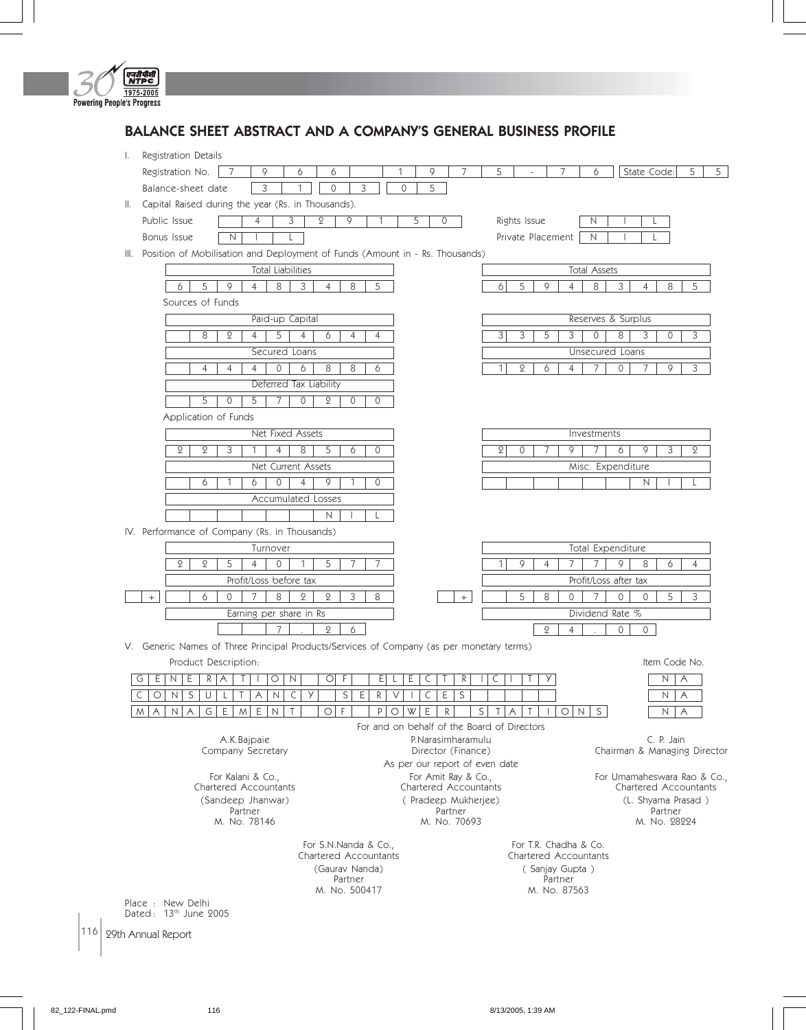# BALANCE SHEET ABSTRACT AND A COMPANY'S GENERAL BUSINESS PROFILE

**I. Registration Details**

Registration No. 7 9 6 6 1 9 7 5 - 7 6 State Code: 5 5

Balance-sheet date 3 1 0 3 0 5

**II. Capital Raised during the year (Rs. in Thousands).**

| | | | |
|---|---|---|---|
| Public Issue | 4 3 2 9 1 5 0 | Rights Issue | NIL |
| Bonus Issue | NIL | Private Placement | NIL |

**III. Position of Mobilisation and Deployment of Funds (Amount in - Rs. Thousands)**

| Total Liabilities | Total Assets |
|---|---|
| 659483485 | 659483485 |

Sources of Funds

| Paid-up Capital | Reserves & Surplus |
|---|---|
| 82454644 | 335308303 |
| **Secured Loans** | **Unsecured Loans** |
| 44406886 | 126470793 |
| **Deferred Tax Liability** | |
| 50570200 | |

Application of Funds

| Net Fixed Assets | Investments |
|---|---|
| 223148560 | 207976932 |
| **Net Current Assets** | **Misc. Expenditure** |
| 61604910 | NIL |
| **Accumulated Losses** | |
| NIL | |

**IV. Performance of Company (Rs. in Thousands)**

| Turnover | Total Expenditure |
|---|---|
| 225401577 | 194779864 |
| **Profit/Loss before tax** | **Profit/Loss after tax** |
| + 60782238 | + 58070053 |
| **Earning per share in Rs** | **Dividend Rate %** |
| 7.26 | 24.00 |

**V. Generic Names of Three Principal Products/Services of Company (as per monetary terms)**

| Product Description: | Item Code No. |
|---|---|
| GENERATION OF ELECTRICITY | NA |
| CONSULTANCY SERVICES | NA |
| MANAGEMENT OF POWER STATIONS | NA |

For and on behalf of the Board of Directors

| | | |
|---|---|---|
| A.K.Bajpaie<br>Company Secretary | P.Narasimharamulu<br>Director (Finance) | C. P. Jain<br>Chairman & Managing Director |

As per our report of even date

| | | |
|---|---|---|
| For Kalani & Co.,<br>Chartered Accountants<br>(Sandeep Jhanwar)<br>Partner<br>M. No. 78146 | For Amit Ray & Co.,<br>Chartered Accountants<br>( Pradeep Mukherjee)<br>Partner<br>M. No. 70693 | For Umamaheswara Rao & Co.,<br>Chartered Accountants<br>(L. Shyama Prasad )<br>Partner<br>M. No. 28224 |
| For S.N.Nanda & Co.,<br>Chartered Accountants<br>(Gaurav Nanda)<br>Partner<br>M. No. 500417 | For T.R. Chadha & Co.<br>Chartered Accountants<br>( Sanjay Gupta )<br>Partner<br>M. No. 87563 | |

Place : New Delhi
Dated : 13th June 2005